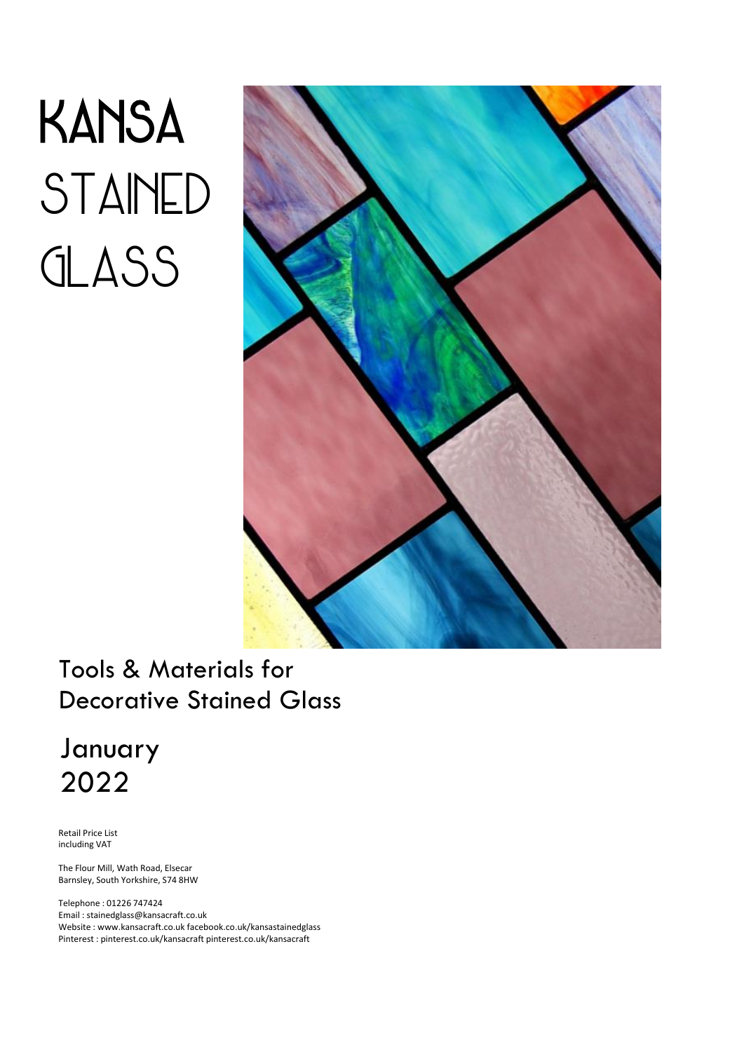# KANSA STAINED GLASS

## Tools & Materials for Decorative Stained Glass

## January 2022

Retail Price List
including VAT

The Flour Mill, Wath Road, Elsecar
Barnsley, South Yorkshire, S74 8HW

Telephone : 01226 747424
Email : stainedglass@kansacraft.co.uk
Website : www.kansacraft.co.uk facebook.co.uk/kansastainedglass
Pinterest : pinterest.co.uk/kansacraft pinterest.co.uk/kansacraft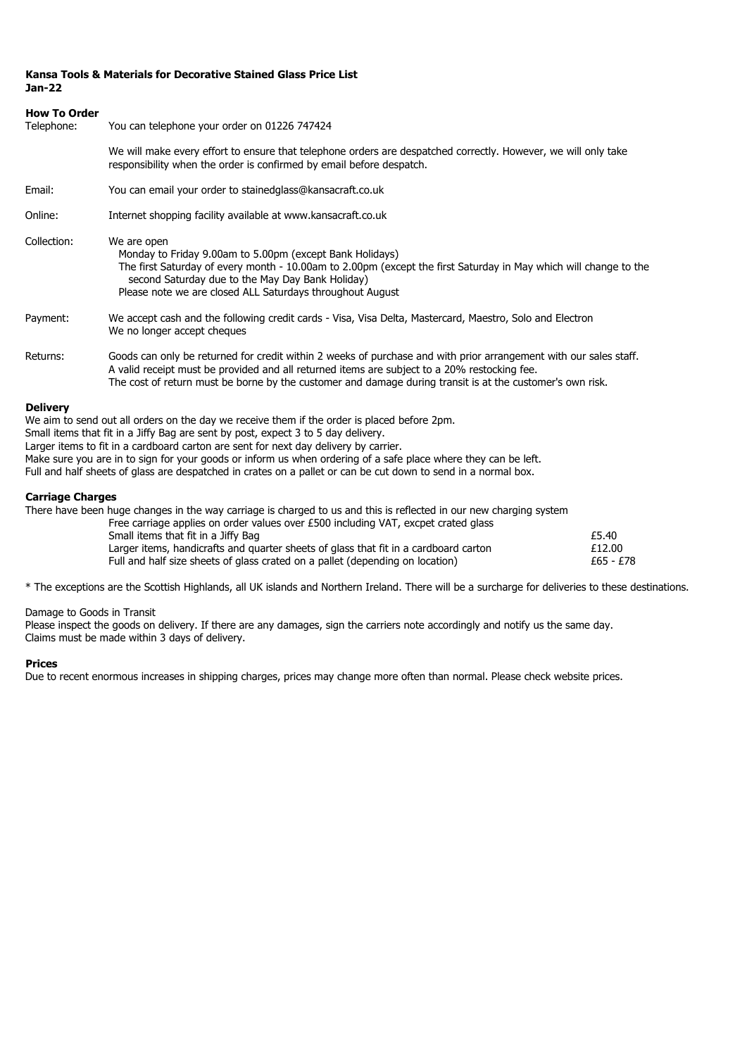**Kansa Tools & Materials for Decorative Stained Glass Price List**
**Jan-22**

**How To Order**

Telephone: You can telephone your order on 01226 747424

We will make every effort to ensure that telephone orders are despatched correctly. However, we will only take responsibility when the order is confirmed by email before despatch.

Email: You can email your order to stainedglass@kansacraft.co.uk

Online: Internet shopping facility available at www.kansacraft.co.uk

Collection: We are open
- Monday to Friday 9.00am to 5.00pm (except Bank Holidays)
- The first Saturday of every month - 10.00am to 2.00pm (except the first Saturday in May which will change to the second Saturday due to the May Day Bank Holiday)
- Please note we are closed ALL Saturdays throughout August

Payment: We accept cash and the following credit cards - Visa, Visa Delta, Mastercard, Maestro, Solo and Electron
We no longer accept cheques

Returns: Goods can only be returned for credit within 2 weeks of purchase and with prior arrangement with our sales staff. A valid receipt must be provided and all returned items are subject to a 20% restocking fee. The cost of return must be borne by the customer and damage during transit is at the customer's own risk.

**Delivery**

We aim to send out all orders on the day we receive them if the order is placed before 2pm.
Small items that fit in a Jiffy Bag are sent by post, expect 3 to 5 day delivery.
Larger items to fit in a cardboard carton are sent for next day delivery by carrier.
Make sure you are in to sign for your goods or inform us when ordering of a safe place where they can be left.
Full and half sheets of glass are despatched in crates on a pallet or can be cut down to send in a normal box.

**Carriage Charges**

There have been huge changes in the way carriage is charged to us and this is reflected in our new charging system

Free carriage applies on order values over £500 including VAT, excpet crated glass

| | |
|---|---|
| Small items that fit in a Jiffy Bag | £5.40 |
| Larger items, handicrafts and quarter sheets of glass that fit in a cardboard carton | £12.00 |
| Full and half size sheets of glass crated on a pallet (depending on location) | £65 - £78 |

* The exceptions are the Scottish Highlands, all UK islands and Northern Ireland. There will be a surcharge for deliveries to these destinations.

Damage to Goods in Transit

Please inspect the goods on delivery. If there are any damages, sign the carriers note accordingly and notify us the same day.
Claims must be made within 3 days of delivery.

**Prices**

Due to recent enormous increases in shipping charges, prices may change more often than normal. Please check website prices.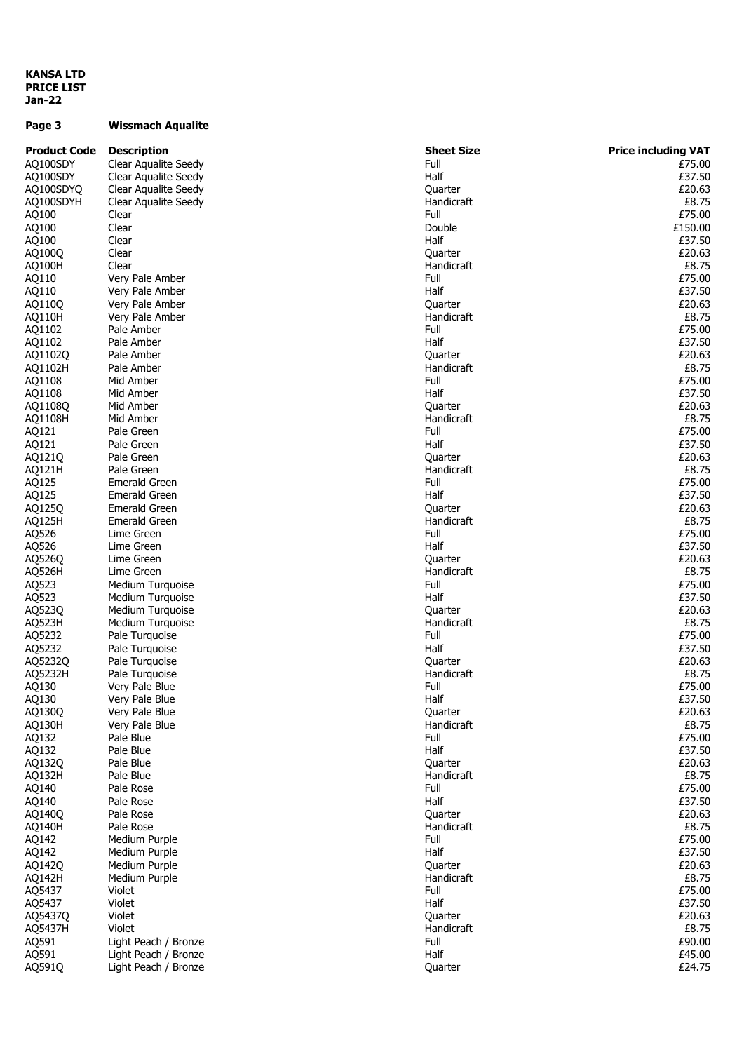**KANSA LTD**
**PRICE LIST**
**Jan-22**

**Page 3** **Wissmach Aqualite**

| Product Code | Description | Sheet Size | Price including VAT |
|---|---|---|---|
| AQ100SDY | Clear Aqualite Seedy | Full | £75.00 |
| AQ100SDY | Clear Aqualite Seedy | Half | £37.50 |
| AQ100SDYQ | Clear Aqualite Seedy | Quarter | £20.63 |
| AQ100SDYH | Clear Aqualite Seedy | Handicraft | £8.75 |
| AQ100 | Clear | Full | £75.00 |
| AQ100 | Clear | Double | £150.00 |
| AQ100 | Clear | Half | £37.50 |
| AQ100Q | Clear | Quarter | £20.63 |
| AQ100H | Clear | Handicraft | £8.75 |
| AQ110 | Very Pale Amber | Full | £75.00 |
| AQ110 | Very Pale Amber | Half | £37.50 |
| AQ110Q | Very Pale Amber | Quarter | £20.63 |
| AQ110H | Very Pale Amber | Handicraft | £8.75 |
| AQ1102 | Pale Amber | Full | £75.00 |
| AQ1102 | Pale Amber | Half | £37.50 |
| AQ1102Q | Pale Amber | Quarter | £20.63 |
| AQ1102H | Pale Amber | Handicraft | £8.75 |
| AQ1108 | Mid Amber | Full | £75.00 |
| AQ1108 | Mid Amber | Half | £37.50 |
| AQ1108Q | Mid Amber | Quarter | £20.63 |
| AQ1108H | Mid Amber | Handicraft | £8.75 |
| AQ121 | Pale Green | Full | £75.00 |
| AQ121 | Pale Green | Half | £37.50 |
| AQ121Q | Pale Green | Quarter | £20.63 |
| AQ121H | Pale Green | Handicraft | £8.75 |
| AQ125 | Emerald Green | Full | £75.00 |
| AQ125 | Emerald Green | Half | £37.50 |
| AQ125Q | Emerald Green | Quarter | £20.63 |
| AQ125H | Emerald Green | Handicraft | £8.75 |
| AQ526 | Lime Green | Full | £75.00 |
| AQ526 | Lime Green | Half | £37.50 |
| AQ526Q | Lime Green | Quarter | £20.63 |
| AQ526H | Lime Green | Handicraft | £8.75 |
| AQ523 | Medium Turquoise | Full | £75.00 |
| AQ523 | Medium Turquoise | Half | £37.50 |
| AQ523Q | Medium Turquoise | Quarter | £20.63 |
| AQ523H | Medium Turquoise | Handicraft | £8.75 |
| AQ5232 | Pale Turquoise | Full | £75.00 |
| AQ5232 | Pale Turquoise | Half | £37.50 |
| AQ5232Q | Pale Turquoise | Quarter | £20.63 |
| AQ5232H | Pale Turquoise | Handicraft | £8.75 |
| AQ130 | Very Pale Blue | Full | £75.00 |
| AQ130 | Very Pale Blue | Half | £37.50 |
| AQ130Q | Very Pale Blue | Quarter | £20.63 |
| AQ130H | Very Pale Blue | Handicraft | £8.75 |
| AQ132 | Pale Blue | Full | £75.00 |
| AQ132 | Pale Blue | Half | £37.50 |
| AQ132Q | Pale Blue | Quarter | £20.63 |
| AQ132H | Pale Blue | Handicraft | £8.75 |
| AQ140 | Pale Rose | Full | £75.00 |
| AQ140 | Pale Rose | Half | £37.50 |
| AQ140Q | Pale Rose | Quarter | £20.63 |
| AQ140H | Pale Rose | Handicraft | £8.75 |
| AQ142 | Medium Purple | Full | £75.00 |
| AQ142 | Medium Purple | Half | £37.50 |
| AQ142Q | Medium Purple | Quarter | £20.63 |
| AQ142H | Medium Purple | Handicraft | £8.75 |
| AQ5437 | Violet | Full | £75.00 |
| AQ5437 | Violet | Half | £37.50 |
| AQ5437Q | Violet | Quarter | £20.63 |
| AQ5437H | Violet | Handicraft | £8.75 |
| AQ591 | Light Peach / Bronze | Full | £90.00 |
| AQ591 | Light Peach / Bronze | Half | £45.00 |
| AQ591Q | Light Peach / Bronze | Quarter | £24.75 |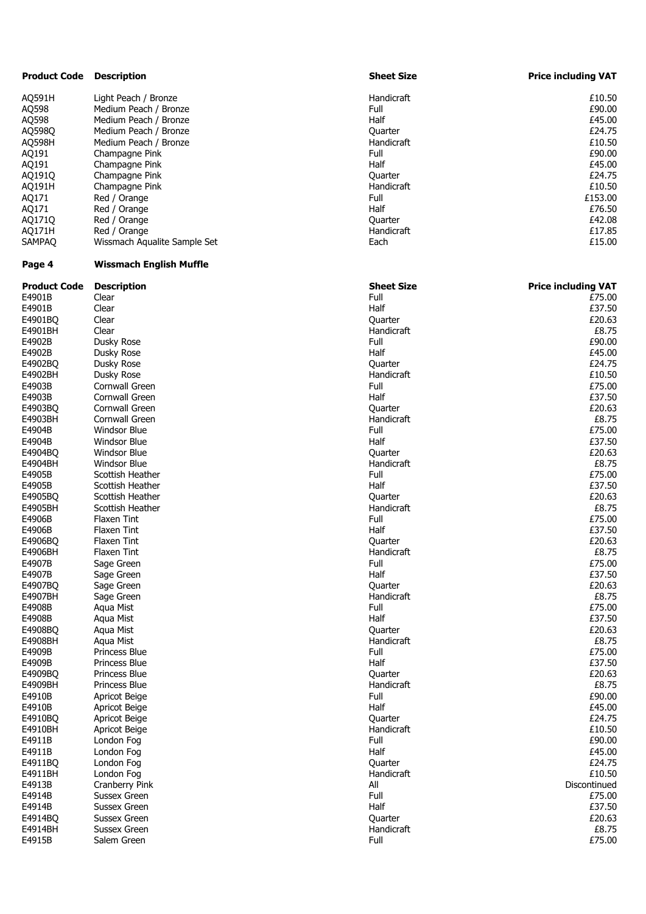| Product Code | Description | Sheet Size | Price including VAT |
|---|---|---|---|
| AQ591H | Light Peach / Bronze | Handicraft | £10.50 |
| AQ598 | Medium Peach / Bronze | Full | £90.00 |
| AQ598 | Medium Peach / Bronze | Half | £45.00 |
| AQ598Q | Medium Peach / Bronze | Quarter | £24.75 |
| AQ598H | Medium Peach / Bronze | Handicraft | £10.50 |
| AQ191 | Champagne Pink | Full | £90.00 |
| AQ191 | Champagne Pink | Half | £45.00 |
| AQ191Q | Champagne Pink | Quarter | £24.75 |
| AQ191H | Champagne Pink | Handicraft | £10.50 |
| AQ171 | Red / Orange | Full | £153.00 |
| AQ171 | Red / Orange | Half | £76.50 |
| AQ171Q | Red / Orange | Quarter | £42.08 |
| AQ171H | Red / Orange | Handicraft | £17.85 |
| SAMPAQ | Wissmach Aqualite Sample Set | Each | £15.00 |

## Page 4 Wissmach English Muffle

| Product Code | Description | Sheet Size | Price including VAT |
|---|---|---|---|
| E4901B | Clear | Full | £75.00 |
| E4901B | Clear | Half | £37.50 |
| E4901BQ | Clear | Quarter | £20.63 |
| E4901BH | Clear | Handicraft | £8.75 |
| E4902B | Dusky Rose | Full | £90.00 |
| E4902B | Dusky Rose | Half | £45.00 |
| E4902BQ | Dusky Rose | Quarter | £24.75 |
| E4902BH | Dusky Rose | Handicraft | £10.50 |
| E4903B | Cornwall Green | Full | £75.00 |
| E4903B | Cornwall Green | Half | £37.50 |
| E4903BQ | Cornwall Green | Quarter | £20.63 |
| E4903BH | Cornwall Green | Handicraft | £8.75 |
| E4904B | Windsor Blue | Full | £75.00 |
| E4904B | Windsor Blue | Half | £37.50 |
| E4904BQ | Windsor Blue | Quarter | £20.63 |
| E4904BH | Windsor Blue | Handicraft | £8.75 |
| E4905B | Scottish Heather | Full | £75.00 |
| E4905B | Scottish Heather | Half | £37.50 |
| E4905BQ | Scottish Heather | Quarter | £20.63 |
| E4905BH | Scottish Heather | Handicraft | £8.75 |
| E4906B | Flaxen Tint | Full | £75.00 |
| E4906B | Flaxen Tint | Half | £37.50 |
| E4906BQ | Flaxen Tint | Quarter | £20.63 |
| E4906BH | Flaxen Tint | Handicraft | £8.75 |
| E4907B | Sage Green | Full | £75.00 |
| E4907B | Sage Green | Half | £37.50 |
| E4907BQ | Sage Green | Quarter | £20.63 |
| E4907BH | Sage Green | Handicraft | £8.75 |
| E4908B | Aqua Mist | Full | £75.00 |
| E4908B | Aqua Mist | Half | £37.50 |
| E4908BQ | Aqua Mist | Quarter | £20.63 |
| E4908BH | Aqua Mist | Handicraft | £8.75 |
| E4909B | Princess Blue | Full | £75.00 |
| E4909B | Princess Blue | Half | £37.50 |
| E4909BQ | Princess Blue | Quarter | £20.63 |
| E4909BH | Princess Blue | Handicraft | £8.75 |
| E4910B | Apricot Beige | Full | £90.00 |
| E4910B | Apricot Beige | Half | £45.00 |
| E4910BQ | Apricot Beige | Quarter | £24.75 |
| E4910BH | Apricot Beige | Handicraft | £10.50 |
| E4911B | London Fog | Full | £90.00 |
| E4911B | London Fog | Half | £45.00 |
| E4911BQ | London Fog | Quarter | £24.75 |
| E4911BH | London Fog | Handicraft | £10.50 |
| E4913B | Cranberry Pink | All | Discontinued |
| E4914B | Sussex Green | Full | £75.00 |
| E4914B | Sussex Green | Half | £37.50 |
| E4914BQ | Sussex Green | Quarter | £20.63 |
| E4914BH | Sussex Green | Handicraft | £8.75 |
| E4915B | Salem Green | Full | £75.00 |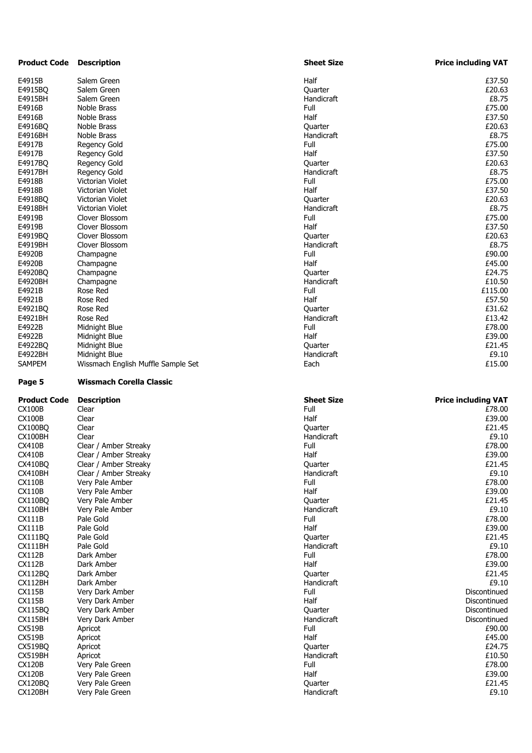| Product Code | Description | Sheet Size | Price including VAT |
|---|---|---|---|
| E4915B | Salem Green | Half | £37.50 |
| E4915BQ | Salem Green | Quarter | £20.63 |
| E4915BH | Salem Green | Handicraft | £8.75 |
| E4916B | Noble Brass | Full | £75.00 |
| E4916B | Noble Brass | Half | £37.50 |
| E4916BQ | Noble Brass | Quarter | £20.63 |
| E4916BH | Noble Brass | Handicraft | £8.75 |
| E4917B | Regency Gold | Full | £75.00 |
| E4917B | Regency Gold | Half | £37.50 |
| E4917BQ | Regency Gold | Quarter | £20.63 |
| E4917BH | Regency Gold | Handicraft | £8.75 |
| E4918B | Victorian Violet | Full | £75.00 |
| E4918B | Victorian Violet | Half | £37.50 |
| E4918BQ | Victorian Violet | Quarter | £20.63 |
| E4918BH | Victorian Violet | Handicraft | £8.75 |
| E4919B | Clover Blossom | Full | £75.00 |
| E4919B | Clover Blossom | Half | £37.50 |
| E4919BQ | Clover Blossom | Quarter | £20.63 |
| E4919BH | Clover Blossom | Handicraft | £8.75 |
| E4920B | Champagne | Full | £90.00 |
| E4920B | Champagne | Half | £45.00 |
| E4920BQ | Champagne | Quarter | £24.75 |
| E4920BH | Champagne | Handicraft | £10.50 |
| E4921B | Rose Red | Full | £115.00 |
| E4921B | Rose Red | Half | £57.50 |
| E4921BQ | Rose Red | Quarter | £31.62 |
| E4921BH | Rose Red | Handicraft | £13.42 |
| E4922B | Midnight Blue | Full | £78.00 |
| E4922B | Midnight Blue | Half | £39.00 |
| E4922BQ | Midnight Blue | Quarter | £21.45 |
| E4922BH | Midnight Blue | Handicraft | £9.10 |
| SAMPEM | Wissmach English Muffle Sample Set | Each | £15.00 |

**Page 5** **Wissmach Corella Classic**

| Product Code | Description | Sheet Size | Price including VAT |
|---|---|---|---|
| CX100B | Clear | Full | £78.00 |
| CX100B | Clear | Half | £39.00 |
| CX100BQ | Clear | Quarter | £21.45 |
| CX100BH | Clear | Handicraft | £9.10 |
| CX410B | Clear / Amber Streaky | Full | £78.00 |
| CX410B | Clear / Amber Streaky | Half | £39.00 |
| CX410BQ | Clear / Amber Streaky | Quarter | £21.45 |
| CX410BH | Clear / Amber Streaky | Handicraft | £9.10 |
| CX110B | Very Pale Amber | Full | £78.00 |
| CX110B | Very Pale Amber | Half | £39.00 |
| CX110BQ | Very Pale Amber | Quarter | £21.45 |
| CX110BH | Very Pale Amber | Handicraft | £9.10 |
| CX111B | Pale Gold | Full | £78.00 |
| CX111B | Pale Gold | Half | £39.00 |
| CX111BQ | Pale Gold | Quarter | £21.45 |
| CX111BH | Pale Gold | Handicraft | £9.10 |
| CX112B | Dark Amber | Full | £78.00 |
| CX112B | Dark Amber | Half | £39.00 |
| CX112BQ | Dark Amber | Quarter | £21.45 |
| CX112BH | Dark Amber | Handicraft | £9.10 |
| CX115B | Very Dark Amber | Full | Discontinued |
| CX115B | Very Dark Amber | Half | Discontinued |
| CX115BQ | Very Dark Amber | Quarter | Discontinued |
| CX115BH | Very Dark Amber | Handicraft | Discontinued |
| CX519B | Apricot | Full | £90.00 |
| CX519B | Apricot | Half | £45.00 |
| CX519BQ | Apricot | Quarter | £24.75 |
| CX519BH | Apricot | Handicraft | £10.50 |
| CX120B | Very Pale Green | Full | £78.00 |
| CX120B | Very Pale Green | Half | £39.00 |
| CX120BQ | Very Pale Green | Quarter | £21.45 |
| CX120BH | Very Pale Green | Handicraft | £9.10 |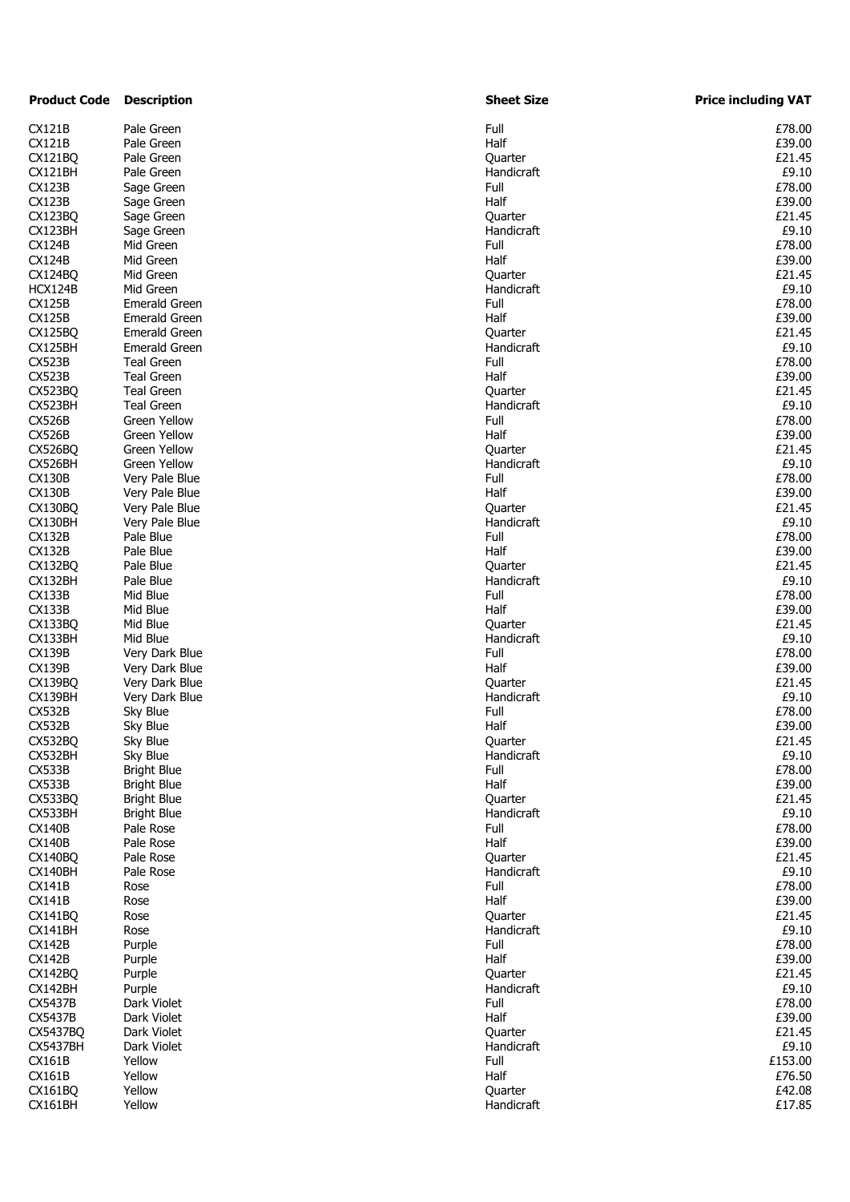| Product Code | Description | Sheet Size | Price including VAT |
|---|---|---|---|
| CX121B | Pale Green | Full | £78.00 |
| CX121B | Pale Green | Half | £39.00 |
| CX121BQ | Pale Green | Quarter | £21.45 |
| CX121BH | Pale Green | Handicraft | £9.10 |
| CX123B | Sage Green | Full | £78.00 |
| CX123B | Sage Green | Half | £39.00 |
| CX123BQ | Sage Green | Quarter | £21.45 |
| CX123BH | Sage Green | Handicraft | £9.10 |
| CX124B | Mid Green | Full | £78.00 |
| CX124B | Mid Green | Half | £39.00 |
| CX124BQ | Mid Green | Quarter | £21.45 |
| HCX124B | Mid Green | Handicraft | £9.10 |
| CX125B | Emerald Green | Full | £78.00 |
| CX125B | Emerald Green | Half | £39.00 |
| CX125BQ | Emerald Green | Quarter | £21.45 |
| CX125BH | Emerald Green | Handicraft | £9.10 |
| CX523B | Teal Green | Full | £78.00 |
| CX523B | Teal Green | Half | £39.00 |
| CX523BQ | Teal Green | Quarter | £21.45 |
| CX523BH | Teal Green | Handicraft | £9.10 |
| CX526B | Green Yellow | Full | £78.00 |
| CX526B | Green Yellow | Half | £39.00 |
| CX526BQ | Green Yellow | Quarter | £21.45 |
| CX526BH | Green Yellow | Handicraft | £9.10 |
| CX130B | Very Pale Blue | Full | £78.00 |
| CX130B | Very Pale Blue | Half | £39.00 |
| CX130BQ | Very Pale Blue | Quarter | £21.45 |
| CX130BH | Very Pale Blue | Handicraft | £9.10 |
| CX132B | Pale Blue | Full | £78.00 |
| CX132B | Pale Blue | Half | £39.00 |
| CX132BQ | Pale Blue | Quarter | £21.45 |
| CX132BH | Pale Blue | Handicraft | £9.10 |
| CX133B | Mid Blue | Full | £78.00 |
| CX133B | Mid Blue | Half | £39.00 |
| CX133BQ | Mid Blue | Quarter | £21.45 |
| CX133BH | Mid Blue | Handicraft | £9.10 |
| CX139B | Very Dark Blue | Full | £78.00 |
| CX139B | Very Dark Blue | Half | £39.00 |
| CX139BQ | Very Dark Blue | Quarter | £21.45 |
| CX139BH | Very Dark Blue | Handicraft | £9.10 |
| CX532B | Sky Blue | Full | £78.00 |
| CX532B | Sky Blue | Half | £39.00 |
| CX532BQ | Sky Blue | Quarter | £21.45 |
| CX532BH | Sky Blue | Handicraft | £9.10 |
| CX533B | Bright Blue | Full | £78.00 |
| CX533B | Bright Blue | Half | £39.00 |
| CX533BQ | Bright Blue | Quarter | £21.45 |
| CX533BH | Bright Blue | Handicraft | £9.10 |
| CX140B | Pale Rose | Full | £78.00 |
| CX140B | Pale Rose | Half | £39.00 |
| CX140BQ | Pale Rose | Quarter | £21.45 |
| CX140BH | Pale Rose | Handicraft | £9.10 |
| CX141B | Rose | Full | £78.00 |
| CX141B | Rose | Half | £39.00 |
| CX141BQ | Rose | Quarter | £21.45 |
| CX141BH | Rose | Handicraft | £9.10 |
| CX142B | Purple | Full | £78.00 |
| CX142B | Purple | Half | £39.00 |
| CX142BQ | Purple | Quarter | £21.45 |
| CX142BH | Purple | Handicraft | £9.10 |
| CX5437B | Dark Violet | Full | £78.00 |
| CX5437B | Dark Violet | Half | £39.00 |
| CX5437BQ | Dark Violet | Quarter | £21.45 |
| CX5437BH | Dark Violet | Handicraft | £9.10 |
| CX161B | Yellow | Full | £153.00 |
| CX161B | Yellow | Half | £76.50 |
| CX161BQ | Yellow | Quarter | £42.08 |
| CX161BH | Yellow | Handicraft | £17.85 |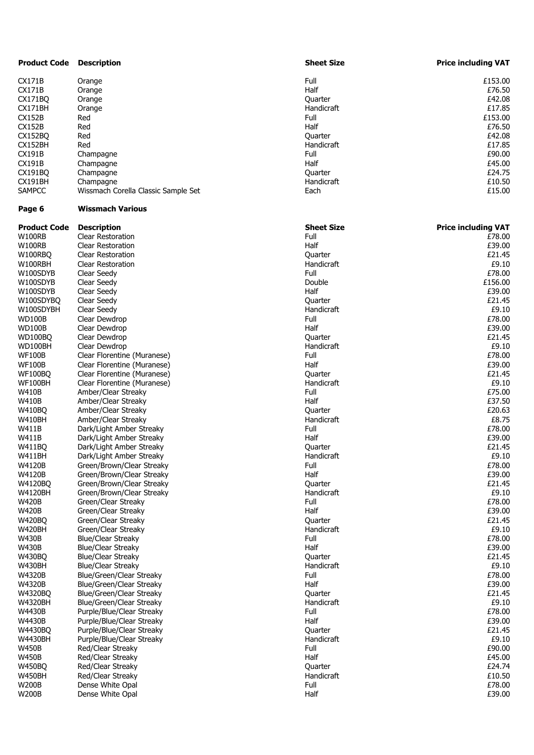| Product Code | Description | Sheet Size | Price including VAT |
|---|---|---|---|
| CX171B | Orange | Full | £153.00 |
| CX171B | Orange | Half | £76.50 |
| CX171BQ | Orange | Quarter | £42.08 |
| CX171BH | Orange | Handicraft | £17.85 |
| CX152B | Red | Full | £153.00 |
| CX152B | Red | Half | £76.50 |
| CX152BQ | Red | Quarter | £42.08 |
| CX152BH | Red | Handicraft | £17.85 |
| CX191B | Champagne | Full | £90.00 |
| CX191B | Champagne | Half | £45.00 |
| CX191BQ | Champagne | Quarter | £24.75 |
| CX191BH | Champagne | Handicraft | £10.50 |
| SAMPCC | Wissmach Corella Classic Sample Set | Each | £15.00 |

**Page 6** **Wissmach Various**

| Product Code | Description | Sheet Size | Price including VAT |
|---|---|---|---|
| W100RB | Clear Restoration | Full | £78.00 |
| W100RB | Clear Restoration | Half | £39.00 |
| W100RBQ | Clear Restoration | Quarter | £21.45 |
| W100RBH | Clear Restoration | Handicraft | £9.10 |
| W100SDYB | Clear Seedy | Full | £78.00 |
| W100SDYB | Clear Seedy | Double | £156.00 |
| W100SDYB | Clear Seedy | Half | £39.00 |
| W100SDYBQ | Clear Seedy | Quarter | £21.45 |
| W100SDYBH | Clear Seedy | Handicraft | £9.10 |
| WD100B | Clear Dewdrop | Full | £78.00 |
| WD100B | Clear Dewdrop | Half | £39.00 |
| WD100BQ | Clear Dewdrop | Quarter | £21.45 |
| WD100BH | Clear Dewdrop | Handicraft | £9.10 |
| WF100B | Clear Florentine (Muranese) | Full | £78.00 |
| WF100B | Clear Florentine (Muranese) | Half | £39.00 |
| WF100BQ | Clear Florentine (Muranese) | Quarter | £21.45 |
| WF100BH | Clear Florentine (Muranese) | Handicraft | £9.10 |
| W410B | Amber/Clear Streaky | Full | £75.00 |
| W410B | Amber/Clear Streaky | Half | £37.50 |
| W410BQ | Amber/Clear Streaky | Quarter | £20.63 |
| W410BH | Amber/Clear Streaky | Handicraft | £8.75 |
| W411B | Dark/Light Amber Streaky | Full | £78.00 |
| W411B | Dark/Light Amber Streaky | Half | £39.00 |
| W411BQ | Dark/Light Amber Streaky | Quarter | £21.45 |
| W411BH | Dark/Light Amber Streaky | Handicraft | £9.10 |
| W4120B | Green/Brown/Clear Streaky | Full | £78.00 |
| W4120B | Green/Brown/Clear Streaky | Half | £39.00 |
| W4120BQ | Green/Brown/Clear Streaky | Quarter | £21.45 |
| W4120BH | Green/Brown/Clear Streaky | Handicraft | £9.10 |
| W420B | Green/Clear Streaky | Full | £78.00 |
| W420B | Green/Clear Streaky | Half | £39.00 |
| W420BQ | Green/Clear Streaky | Quarter | £21.45 |
| W420BH | Green/Clear Streaky | Handicraft | £9.10 |
| W430B | Blue/Clear Streaky | Full | £78.00 |
| W430B | Blue/Clear Streaky | Half | £39.00 |
| W430BQ | Blue/Clear Streaky | Quarter | £21.45 |
| W430BH | Blue/Clear Streaky | Handicraft | £9.10 |
| W4320B | Blue/Green/Clear Streaky | Full | £78.00 |
| W4320B | Blue/Green/Clear Streaky | Half | £39.00 |
| W4320BQ | Blue/Green/Clear Streaky | Quarter | £21.45 |
| W4320BH | Blue/Green/Clear Streaky | Handicraft | £9.10 |
| W4430B | Purple/Blue/Clear Streaky | Full | £78.00 |
| W4430B | Purple/Blue/Clear Streaky | Half | £39.00 |
| W4430BQ | Purple/Blue/Clear Streaky | Quarter | £21.45 |
| W4430BH | Purple/Blue/Clear Streaky | Handicraft | £9.10 |
| W450B | Red/Clear Streaky | Full | £90.00 |
| W450B | Red/Clear Streaky | Half | £45.00 |
| W450BQ | Red/Clear Streaky | Quarter | £24.74 |
| W450BH | Red/Clear Streaky | Handicraft | £10.50 |
| W200B | Dense White Opal | Full | £78.00 |
| W200B | Dense White Opal | Half | £39.00 |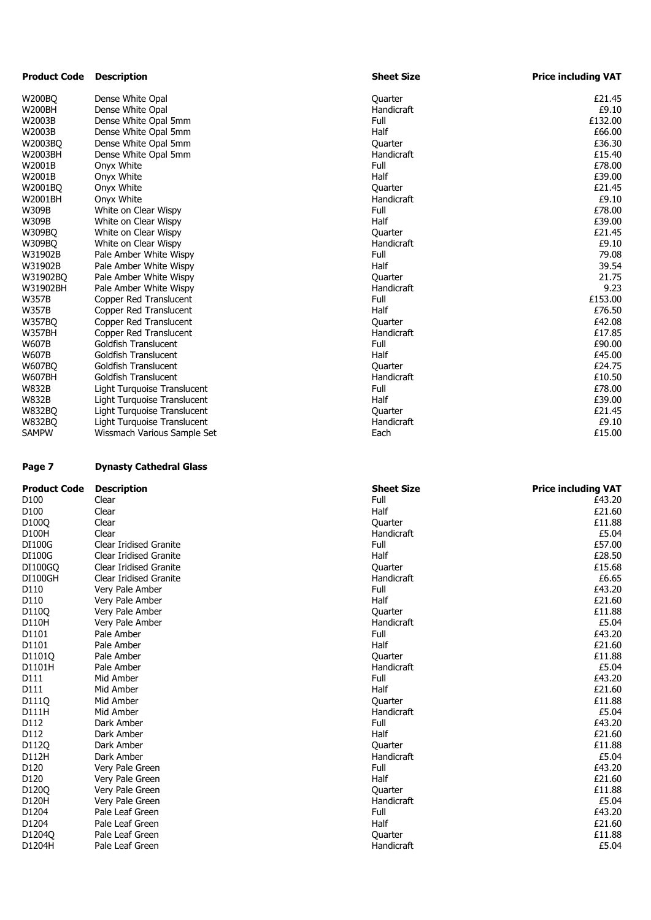| Product Code | Description | Sheet Size | Price including VAT |
|---|---|---|---|
| W200BQ | Dense White Opal | Quarter | £21.45 |
| W200BH | Dense White Opal | Handicraft | £9.10 |
| W2003B | Dense White Opal 5mm | Full | £132.00 |
| W2003B | Dense White Opal 5mm | Half | £66.00 |
| W2003BQ | Dense White Opal 5mm | Quarter | £36.30 |
| W2003BH | Dense White Opal 5mm | Handicraft | £15.40 |
| W2001B | Onyx White | Full | £78.00 |
| W2001B | Onyx White | Half | £39.00 |
| W2001BQ | Onyx White | Quarter | £21.45 |
| W2001BH | Onyx White | Handicraft | £9.10 |
| W309B | White on Clear Wispy | Full | £78.00 |
| W309B | White on Clear Wispy | Half | £39.00 |
| W309BQ | White on Clear Wispy | Quarter | £21.45 |
| W309BQ | White on Clear Wispy | Handicraft | £9.10 |
| W31902B | Pale Amber White Wispy | Full | 79.08 |
| W31902B | Pale Amber White Wispy | Half | 39.54 |
| W31902BQ | Pale Amber White Wispy | Quarter | 21.75 |
| W31902BH | Pale Amber White Wispy | Handicraft | 9.23 |
| W357B | Copper Red Translucent | Full | £153.00 |
| W357B | Copper Red Translucent | Half | £76.50 |
| W357BQ | Copper Red Translucent | Quarter | £42.08 |
| W357BH | Copper Red Translucent | Handicraft | £17.85 |
| W607B | Goldfish Translucent | Full | £90.00 |
| W607B | Goldfish Translucent | Half | £45.00 |
| W607BQ | Goldfish Translucent | Quarter | £24.75 |
| W607BH | Goldfish Translucent | Handicraft | £10.50 |
| W832B | Light Turquoise Translucent | Full | £78.00 |
| W832B | Light Turquoise Translucent | Half | £39.00 |
| W832BQ | Light Turquoise Translucent | Quarter | £21.45 |
| W832BQ | Light Turquoise Translucent | Handicraft | £9.10 |
| SAMPW | Wissmach Various Sample Set | Each | £15.00 |

**Page 7** **Dynasty Cathedral Glass**

| Product Code | Description | Sheet Size | Price including VAT |
|---|---|---|---|
| D100 | Clear | Full | £43.20 |
| D100 | Clear | Half | £21.60 |
| D100Q | Clear | Quarter | £11.88 |
| D100H | Clear | Handicraft | £5.04 |
| DI100G | Clear Iridised Granite | Full | £57.00 |
| DI100G | Clear Iridised Granite | Half | £28.50 |
| DI100GQ | Clear Iridised Granite | Quarter | £15.68 |
| DI100GH | Clear Iridised Granite | Handicraft | £6.65 |
| D110 | Very Pale Amber | Full | £43.20 |
| D110 | Very Pale Amber | Half | £21.60 |
| D110Q | Very Pale Amber | Quarter | £11.88 |
| D110H | Very Pale Amber | Handicraft | £5.04 |
| D1101 | Pale Amber | Full | £43.20 |
| D1101 | Pale Amber | Half | £21.60 |
| D1101Q | Pale Amber | Quarter | £11.88 |
| D1101H | Pale Amber | Handicraft | £5.04 |
| D111 | Mid Amber | Full | £43.20 |
| D111 | Mid Amber | Half | £21.60 |
| D111Q | Mid Amber | Quarter | £11.88 |
| D111H | Mid Amber | Handicraft | £5.04 |
| D112 | Dark Amber | Full | £43.20 |
| D112 | Dark Amber | Half | £21.60 |
| D112Q | Dark Amber | Quarter | £11.88 |
| D112H | Dark Amber | Handicraft | £5.04 |
| D120 | Very Pale Green | Full | £43.20 |
| D120 | Very Pale Green | Half | £21.60 |
| D120Q | Very Pale Green | Quarter | £11.88 |
| D120H | Very Pale Green | Handicraft | £5.04 |
| D1204 | Pale Leaf Green | Full | £43.20 |
| D1204 | Pale Leaf Green | Half | £21.60 |
| D1204Q | Pale Leaf Green | Quarter | £11.88 |
| D1204H | Pale Leaf Green | Handicraft | £5.04 |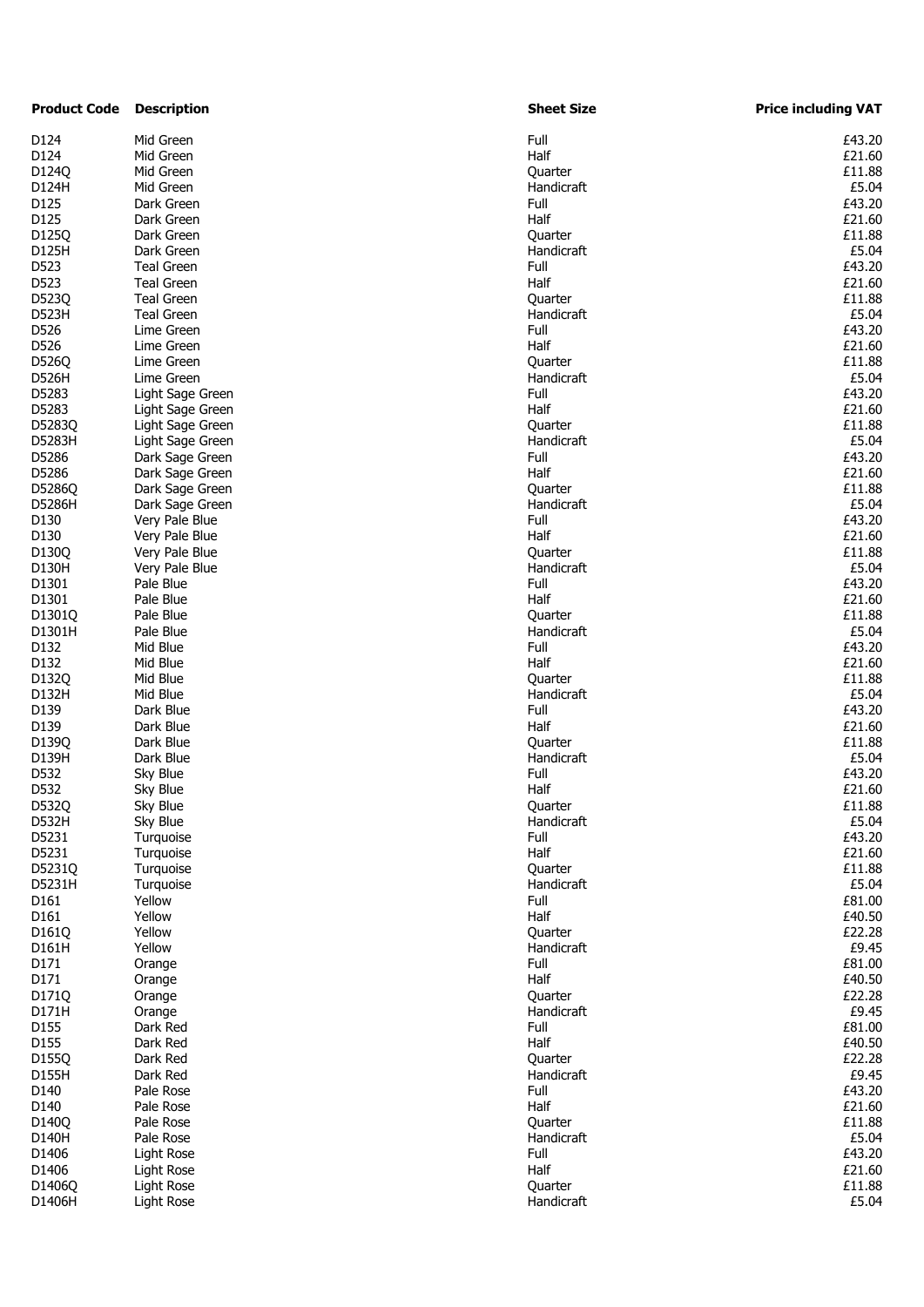| Product Code | Description | Sheet Size | Price including VAT |
|---|---|---|---|
| D124 | Mid Green | Full | £43.20 |
| D124 | Mid Green | Half | £21.60 |
| D124Q | Mid Green | Quarter | £11.88 |
| D124H | Mid Green | Handicraft | £5.04 |
| D125 | Dark Green | Full | £43.20 |
| D125 | Dark Green | Half | £21.60 |
| D125Q | Dark Green | Quarter | £11.88 |
| D125H | Dark Green | Handicraft | £5.04 |
| D523 | Teal Green | Full | £43.20 |
| D523 | Teal Green | Half | £21.60 |
| D523Q | Teal Green | Quarter | £11.88 |
| D523H | Teal Green | Handicraft | £5.04 |
| D526 | Lime Green | Full | £43.20 |
| D526 | Lime Green | Half | £21.60 |
| D526Q | Lime Green | Quarter | £11.88 |
| D526H | Lime Green | Handicraft | £5.04 |
| D5283 | Light Sage Green | Full | £43.20 |
| D5283 | Light Sage Green | Half | £21.60 |
| D5283Q | Light Sage Green | Quarter | £11.88 |
| D5283H | Light Sage Green | Handicraft | £5.04 |
| D5286 | Dark Sage Green | Full | £43.20 |
| D5286 | Dark Sage Green | Half | £21.60 |
| D5286Q | Dark Sage Green | Quarter | £11.88 |
| D5286H | Dark Sage Green | Handicraft | £5.04 |
| D130 | Very Pale Blue | Full | £43.20 |
| D130 | Very Pale Blue | Half | £21.60 |
| D130Q | Very Pale Blue | Quarter | £11.88 |
| D130H | Very Pale Blue | Handicraft | £5.04 |
| D1301 | Pale Blue | Full | £43.20 |
| D1301 | Pale Blue | Half | £21.60 |
| D1301Q | Pale Blue | Quarter | £11.88 |
| D1301H | Pale Blue | Handicraft | £5.04 |
| D132 | Mid Blue | Full | £43.20 |
| D132 | Mid Blue | Half | £21.60 |
| D132Q | Mid Blue | Quarter | £11.88 |
| D132H | Mid Blue | Handicraft | £5.04 |
| D139 | Dark Blue | Full | £43.20 |
| D139 | Dark Blue | Half | £21.60 |
| D139Q | Dark Blue | Quarter | £11.88 |
| D139H | Dark Blue | Handicraft | £5.04 |
| D532 | Sky Blue | Full | £43.20 |
| D532 | Sky Blue | Half | £21.60 |
| D532Q | Sky Blue | Quarter | £11.88 |
| D532H | Sky Blue | Handicraft | £5.04 |
| D5231 | Turquoise | Full | £43.20 |
| D5231 | Turquoise | Half | £21.60 |
| D5231Q | Turquoise | Quarter | £11.88 |
| D5231H | Turquoise | Handicraft | £5.04 |
| D161 | Yellow | Full | £81.00 |
| D161 | Yellow | Half | £40.50 |
| D161Q | Yellow | Quarter | £22.28 |
| D161H | Yellow | Handicraft | £9.45 |
| D171 | Orange | Full | £81.00 |
| D171 | Orange | Half | £40.50 |
| D171Q | Orange | Quarter | £22.28 |
| D171H | Orange | Handicraft | £9.45 |
| D155 | Dark Red | Full | £81.00 |
| D155 | Dark Red | Half | £40.50 |
| D155Q | Dark Red | Quarter | £22.28 |
| D155H | Dark Red | Handicraft | £9.45 |
| D140 | Pale Rose | Full | £43.20 |
| D140 | Pale Rose | Half | £21.60 |
| D140Q | Pale Rose | Quarter | £11.88 |
| D140H | Pale Rose | Handicraft | £5.04 |
| D1406 | Light Rose | Full | £43.20 |
| D1406 | Light Rose | Half | £21.60 |
| D1406Q | Light Rose | Quarter | £11.88 |
| D1406H | Light Rose | Handicraft | £5.04 |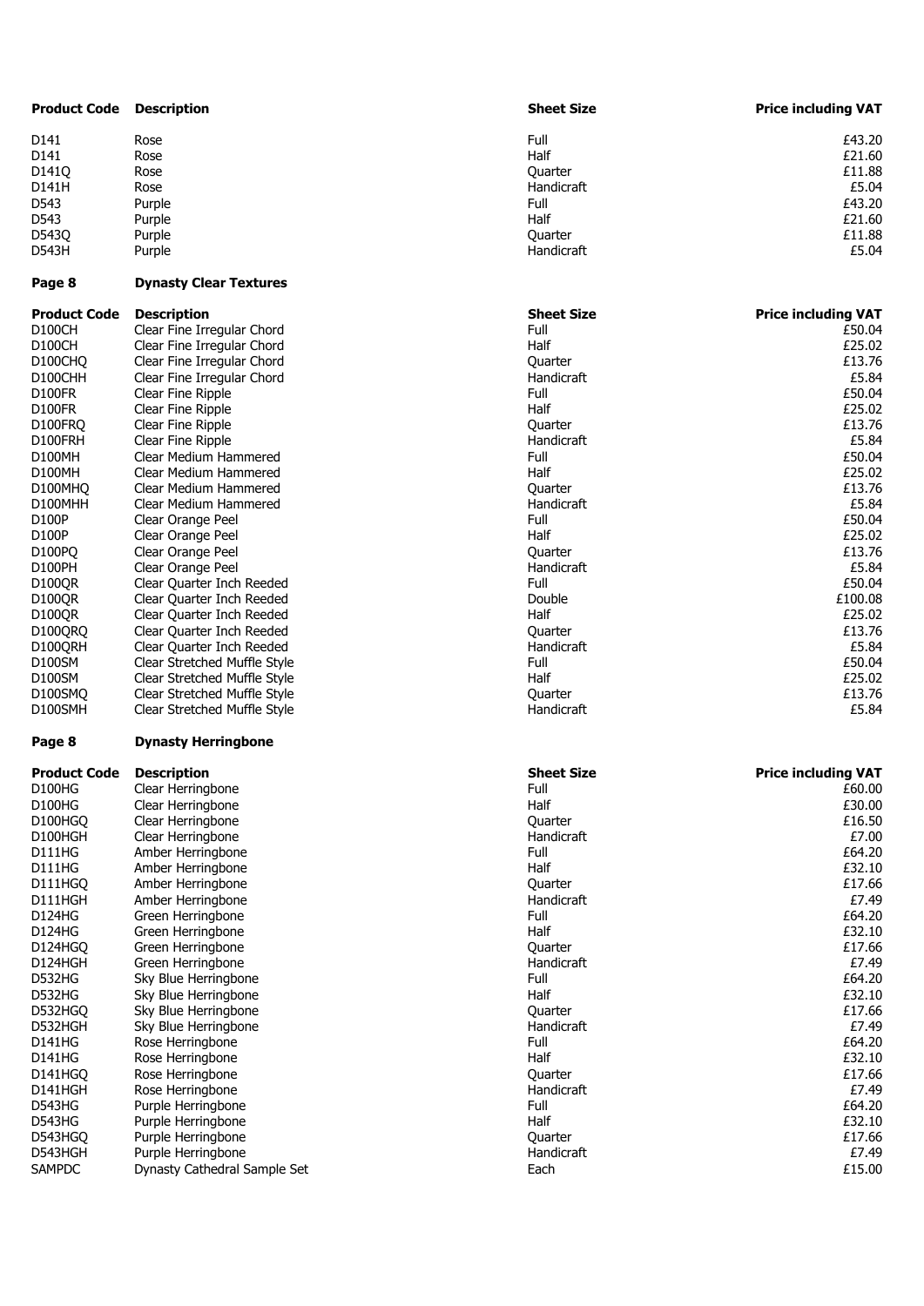| Product Code | Description | Sheet Size | Price including VAT |
|---|---|---|---|
| D141 | Rose | Full | £43.20 |
| D141 | Rose | Half | £21.60 |
| D141Q | Rose | Quarter | £11.88 |
| D141H | Rose | Handicraft | £5.04 |
| D543 | Purple | Full | £43.20 |
| D543 | Purple | Half | £21.60 |
| D543Q | Purple | Quarter | £11.88 |
| D543H | Purple | Handicraft | £5.04 |

**Page 8** **Dynasty Clear Textures**

| Product Code | Description | Sheet Size | Price including VAT |
|---|---|---|---|
| D100CH | Clear Fine Irregular Chord | Full | £50.04 |
| D100CH | Clear Fine Irregular Chord | Half | £25.02 |
| D100CHQ | Clear Fine Irregular Chord | Quarter | £13.76 |
| D100CHH | Clear Fine Irregular Chord | Handicraft | £5.84 |
| D100FR | Clear Fine Ripple | Full | £50.04 |
| D100FR | Clear Fine Ripple | Half | £25.02 |
| D100FRQ | Clear Fine Ripple | Quarter | £13.76 |
| D100FRH | Clear Fine Ripple | Handicraft | £5.84 |
| D100MH | Clear Medium Hammered | Full | £50.04 |
| D100MH | Clear Medium Hammered | Half | £25.02 |
| D100MHQ | Clear Medium Hammered | Quarter | £13.76 |
| D100MHH | Clear Medium Hammered | Handicraft | £5.84 |
| D100P | Clear Orange Peel | Full | £50.04 |
| D100P | Clear Orange Peel | Half | £25.02 |
| D100PQ | Clear Orange Peel | Quarter | £13.76 |
| D100PH | Clear Orange Peel | Handicraft | £5.84 |
| D100QR | Clear Quarter Inch Reeded | Full | £50.04 |
| D100QR | Clear Quarter Inch Reeded | Double | £100.08 |
| D100QR | Clear Quarter Inch Reeded | Half | £25.02 |
| D100QRQ | Clear Quarter Inch Reeded | Quarter | £13.76 |
| D100QRH | Clear Quarter Inch Reeded | Handicraft | £5.84 |
| D100SM | Clear Stretched Muffle Style | Full | £50.04 |
| D100SM | Clear Stretched Muffle Style | Half | £25.02 |
| D100SMQ | Clear Stretched Muffle Style | Quarter | £13.76 |
| D100SMH | Clear Stretched Muffle Style | Handicraft | £5.84 |

**Page 8** **Dynasty Herringbone**

| Product Code | Description | Sheet Size | Price including VAT |
|---|---|---|---|
| D100HG | Clear Herringbone | Full | £60.00 |
| D100HG | Clear Herringbone | Half | £30.00 |
| D100HGQ | Clear Herringbone | Quarter | £16.50 |
| D100HGH | Clear Herringbone | Handicraft | £7.00 |
| D111HG | Amber Herringbone | Full | £64.20 |
| D111HG | Amber Herringbone | Half | £32.10 |
| D111HGQ | Amber Herringbone | Quarter | £17.66 |
| D111HGH | Amber Herringbone | Handicraft | £7.49 |
| D124HG | Green Herringbone | Full | £64.20 |
| D124HG | Green Herringbone | Half | £32.10 |
| D124HGQ | Green Herringbone | Quarter | £17.66 |
| D124HGH | Green Herringbone | Handicraft | £7.49 |
| D532HG | Sky Blue Herringbone | Full | £64.20 |
| D532HG | Sky Blue Herringbone | Half | £32.10 |
| D532HGQ | Sky Blue Herringbone | Quarter | £17.66 |
| D532HGH | Sky Blue Herringbone | Handicraft | £7.49 |
| D141HG | Rose Herringbone | Full | £64.20 |
| D141HG | Rose Herringbone | Half | £32.10 |
| D141HGQ | Rose Herringbone | Quarter | £17.66 |
| D141HGH | Rose Herringbone | Handicraft | £7.49 |
| D543HG | Purple Herringbone | Full | £64.20 |
| D543HG | Purple Herringbone | Half | £32.10 |
| D543HGQ | Purple Herringbone | Quarter | £17.66 |
| D543HGH | Purple Herringbone | Handicraft | £7.49 |
| SAMPDC | Dynasty Cathedral Sample Set | Each | £15.00 |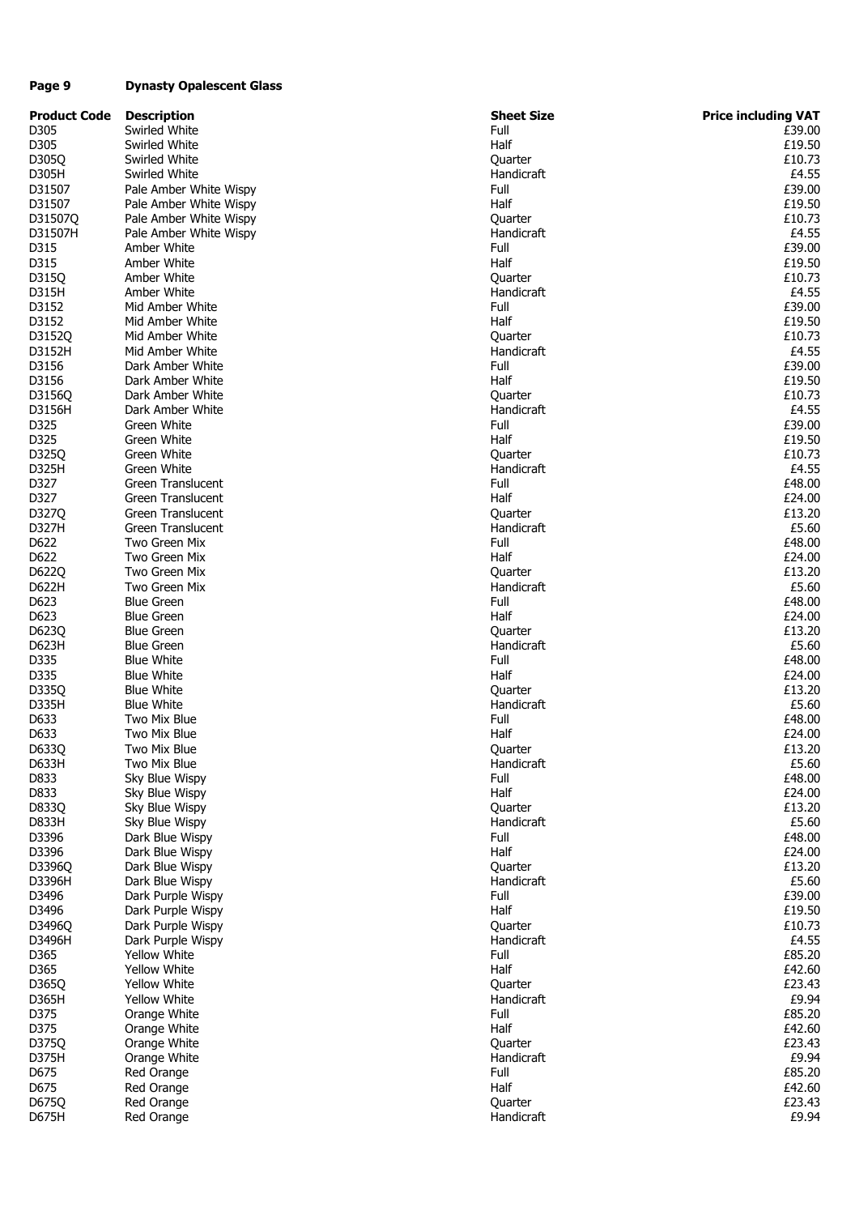**Page 9 Dynasty Opalescent Glass**

| Product Code | Description | Sheet Size | Price including VAT |
|---|---|---|---|
| D305 | Swirled White | Full | £39.00 |
| D305 | Swirled White | Half | £19.50 |
| D305Q | Swirled White | Quarter | £10.73 |
| D305H | Swirled White | Handicraft | £4.55 |
| D31507 | Pale Amber White Wispy | Full | £39.00 |
| D31507 | Pale Amber White Wispy | Half | £19.50 |
| D31507Q | Pale Amber White Wispy | Quarter | £10.73 |
| D31507H | Pale Amber White Wispy | Handicraft | £4.55 |
| D315 | Amber White | Full | £39.00 |
| D315 | Amber White | Half | £19.50 |
| D315Q | Amber White | Quarter | £10.73 |
| D315H | Amber White | Handicraft | £4.55 |
| D3152 | Mid Amber White | Full | £39.00 |
| D3152 | Mid Amber White | Half | £19.50 |
| D3152Q | Mid Amber White | Quarter | £10.73 |
| D3152H | Mid Amber White | Handicraft | £4.55 |
| D3156 | Dark Amber White | Full | £39.00 |
| D3156 | Dark Amber White | Half | £19.50 |
| D3156Q | Dark Amber White | Quarter | £10.73 |
| D3156H | Dark Amber White | Handicraft | £4.55 |
| D325 | Green White | Full | £39.00 |
| D325 | Green White | Half | £19.50 |
| D325Q | Green White | Quarter | £10.73 |
| D325H | Green White | Handicraft | £4.55 |
| D327 | Green Translucent | Full | £48.00 |
| D327 | Green Translucent | Half | £24.00 |
| D327Q | Green Translucent | Quarter | £13.20 |
| D327H | Green Translucent | Handicraft | £5.60 |
| D622 | Two Green Mix | Full | £48.00 |
| D622 | Two Green Mix | Half | £24.00 |
| D622Q | Two Green Mix | Quarter | £13.20 |
| D622H | Two Green Mix | Handicraft | £5.60 |
| D623 | Blue Green | Full | £48.00 |
| D623 | Blue Green | Half | £24.00 |
| D623Q | Blue Green | Quarter | £13.20 |
| D623H | Blue Green | Handicraft | £5.60 |
| D335 | Blue White | Full | £48.00 |
| D335 | Blue White | Half | £24.00 |
| D335Q | Blue White | Quarter | £13.20 |
| D335H | Blue White | Handicraft | £5.60 |
| D633 | Two Mix Blue | Full | £48.00 |
| D633 | Two Mix Blue | Half | £24.00 |
| D633Q | Two Mix Blue | Quarter | £13.20 |
| D633H | Two Mix Blue | Handicraft | £5.60 |
| D833 | Sky Blue Wispy | Full | £48.00 |
| D833 | Sky Blue Wispy | Half | £24.00 |
| D833Q | Sky Blue Wispy | Quarter | £13.20 |
| D833H | Sky Blue Wispy | Handicraft | £5.60 |
| D3396 | Dark Blue Wispy | Full | £48.00 |
| D3396 | Dark Blue Wispy | Half | £24.00 |
| D3396Q | Dark Blue Wispy | Quarter | £13.20 |
| D3396H | Dark Blue Wispy | Handicraft | £5.60 |
| D3496 | Dark Purple Wispy | Full | £39.00 |
| D3496 | Dark Purple Wispy | Half | £19.50 |
| D3496Q | Dark Purple Wispy | Quarter | £10.73 |
| D3496H | Dark Purple Wispy | Handicraft | £4.55 |
| D365 | Yellow White | Full | £85.20 |
| D365 | Yellow White | Half | £42.60 |
| D365Q | Yellow White | Quarter | £23.43 |
| D365H | Yellow White | Handicraft | £9.94 |
| D375 | Orange White | Full | £85.20 |
| D375 | Orange White | Half | £42.60 |
| D375Q | Orange White | Quarter | £23.43 |
| D375H | Orange White | Handicraft | £9.94 |
| D675 | Red Orange | Full | £85.20 |
| D675 | Red Orange | Half | £42.60 |
| D675Q | Red Orange | Quarter | £23.43 |
| D675H | Red Orange | Handicraft | £9.94 |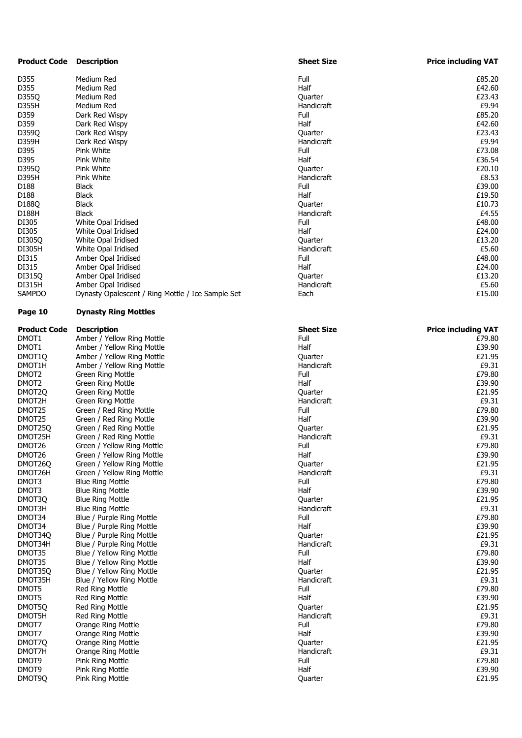| Product Code | Description | Sheet Size | Price including VAT |
|---|---|---|---|
| D355 | Medium Red | Full | £85.20 |
| D355 | Medium Red | Half | £42.60 |
| D355Q | Medium Red | Quarter | £23.43 |
| D355H | Medium Red | Handicraft | £9.94 |
| D359 | Dark Red Wispy | Full | £85.20 |
| D359 | Dark Red Wispy | Half | £42.60 |
| D359Q | Dark Red Wispy | Quarter | £23.43 |
| D359H | Dark Red Wispy | Handicraft | £9.94 |
| D395 | Pink White | Full | £73.08 |
| D395 | Pink White | Half | £36.54 |
| D395Q | Pink White | Quarter | £20.10 |
| D395H | Pink White | Handicraft | £8.53 |
| D188 | Black | Full | £39.00 |
| D188 | Black | Half | £19.50 |
| D188Q | Black | Quarter | £10.73 |
| D188H | Black | Handicraft | £4.55 |
| DI305 | White Opal Iridised | Full | £48.00 |
| DI305 | White Opal Iridised | Half | £24.00 |
| DI305Q | White Opal Iridised | Quarter | £13.20 |
| DI305H | White Opal Iridised | Handicraft | £5.60 |
| DI315 | Amber Opal Iridised | Full | £48.00 |
| DI315 | Amber Opal Iridised | Half | £24.00 |
| DI315Q | Amber Opal Iridised | Quarter | £13.20 |
| DI315H | Amber Opal Iridised | Handicraft | £5.60 |
| SAMPDO | Dynasty Opalescent / Ring Mottle / Ice Sample Set | Each | £15.00 |

**Page 10 Dynasty Ring Mottles**

| Product Code | Description | Sheet Size | Price including VAT |
|---|---|---|---|
| DMOT1 | Amber / Yellow Ring Mottle | Full | £79.80 |
| DMOT1 | Amber / Yellow Ring Mottle | Half | £39.90 |
| DMOT1Q | Amber / Yellow Ring Mottle | Quarter | £21.95 |
| DMOT1H | Amber / Yellow Ring Mottle | Handicraft | £9.31 |
| DMOT2 | Green Ring Mottle | Full | £79.80 |
| DMOT2 | Green Ring Mottle | Half | £39.90 |
| DMOT2Q | Green Ring Mottle | Quarter | £21.95 |
| DMOT2H | Green Ring Mottle | Handicraft | £9.31 |
| DMOT25 | Green / Red Ring Mottle | Full | £79.80 |
| DMOT25 | Green / Red Ring Mottle | Half | £39.90 |
| DMOT25Q | Green / Red Ring Mottle | Quarter | £21.95 |
| DMOT25H | Green / Red Ring Mottle | Handicraft | £9.31 |
| DMOT26 | Green / Yellow Ring Mottle | Full | £79.80 |
| DMOT26 | Green / Yellow Ring Mottle | Half | £39.90 |
| DMOT26Q | Green / Yellow Ring Mottle | Quarter | £21.95 |
| DMOT26H | Green / Yellow Ring Mottle | Handicraft | £9.31 |
| DMOT3 | Blue Ring Mottle | Full | £79.80 |
| DMOT3 | Blue Ring Mottle | Half | £39.90 |
| DMOT3Q | Blue Ring Mottle | Quarter | £21.95 |
| DMOT3H | Blue Ring Mottle | Handicraft | £9.31 |
| DMOT34 | Blue / Purple Ring Mottle | Full | £79.80 |
| DMOT34 | Blue / Purple Ring Mottle | Half | £39.90 |
| DMOT34Q | Blue / Purple Ring Mottle | Quarter | £21.95 |
| DMOT34H | Blue / Purple Ring Mottle | Handicraft | £9.31 |
| DMOT35 | Blue / Yellow Ring Mottle | Full | £79.80 |
| DMOT35 | Blue / Yellow Ring Mottle | Half | £39.90 |
| DMOT35Q | Blue / Yellow Ring Mottle | Quarter | £21.95 |
| DMOT35H | Blue / Yellow Ring Mottle | Handicraft | £9.31 |
| DMOT5 | Red Ring Mottle | Full | £79.80 |
| DMOT5 | Red Ring Mottle | Half | £39.90 |
| DMOT5Q | Red Ring Mottle | Quarter | £21.95 |
| DMOT5H | Red Ring Mottle | Handicraft | £9.31 |
| DMOT7 | Orange Ring Mottle | Full | £79.80 |
| DMOT7 | Orange Ring Mottle | Half | £39.90 |
| DMOT7Q | Orange Ring Mottle | Quarter | £21.95 |
| DMOT7H | Orange Ring Mottle | Handicraft | £9.31 |
| DMOT9 | Pink Ring Mottle | Full | £79.80 |
| DMOT9 | Pink Ring Mottle | Half | £39.90 |
| DMOT9Q | Pink Ring Mottle | Quarter | £21.95 |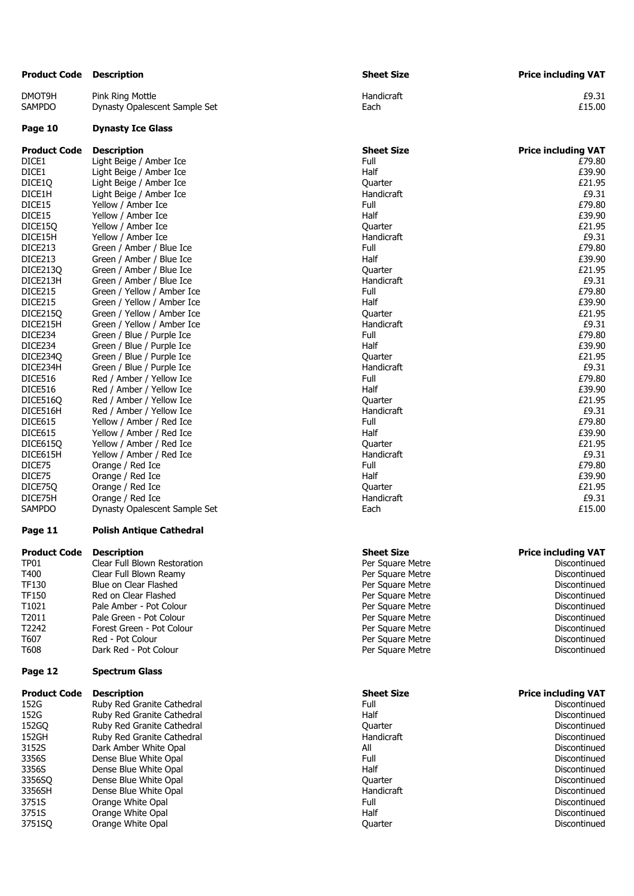| Product Code | Description | Sheet Size | Price including VAT |
|---|---|---|---|
| DMOT9H | Pink Ring Mottle | Handicraft | £9.31 |
| SAMPDO | Dynasty Opalescent Sample Set | Each | £15.00 |

## Page 10 Dynasty Ice Glass

| Product Code | Description | Sheet Size | Price including VAT |
|---|---|---|---|
| DICE1 | Light Beige / Amber Ice | Full | £79.80 |
| DICE1 | Light Beige / Amber Ice | Half | £39.90 |
| DICE1Q | Light Beige / Amber Ice | Quarter | £21.95 |
| DICE1H | Light Beige / Amber Ice | Handicraft | £9.31 |
| DICE15 | Yellow / Amber Ice | Full | £79.80 |
| DICE15 | Yellow / Amber Ice | Half | £39.90 |
| DICE15Q | Yellow / Amber Ice | Quarter | £21.95 |
| DICE15H | Yellow / Amber Ice | Handicraft | £9.31 |
| DICE213 | Green / Amber / Blue Ice | Full | £79.80 |
| DICE213 | Green / Amber / Blue Ice | Half | £39.90 |
| DICE213Q | Green / Amber / Blue Ice | Quarter | £21.95 |
| DICE213H | Green / Amber / Blue Ice | Handicraft | £9.31 |
| DICE215 | Green / Yellow / Amber Ice | Full | £79.80 |
| DICE215 | Green / Yellow / Amber Ice | Half | £39.90 |
| DICE215Q | Green / Yellow / Amber Ice | Quarter | £21.95 |
| DICE215H | Green / Yellow / Amber Ice | Handicraft | £9.31 |
| DICE234 | Green / Blue / Purple Ice | Full | £79.80 |
| DICE234 | Green / Blue / Purple Ice | Half | £39.90 |
| DICE234Q | Green / Blue / Purple Ice | Quarter | £21.95 |
| DICE234H | Green / Blue / Purple Ice | Handicraft | £9.31 |
| DICE516 | Red / Amber / Yellow Ice | Full | £79.80 |
| DICE516 | Red / Amber / Yellow Ice | Half | £39.90 |
| DICE516Q | Red / Amber / Yellow Ice | Quarter | £21.95 |
| DICE516H | Red / Amber / Yellow Ice | Handicraft | £9.31 |
| DICE615 | Yellow / Amber / Red Ice | Full | £79.80 |
| DICE615 | Yellow / Amber / Red Ice | Half | £39.90 |
| DICE615Q | Yellow / Amber / Red Ice | Quarter | £21.95 |
| DICE615H | Yellow / Amber / Red Ice | Handicraft | £9.31 |
| DICE75 | Orange / Red Ice | Full | £79.80 |
| DICE75 | Orange / Red Ice | Half | £39.90 |
| DICE75Q | Orange / Red Ice | Quarter | £21.95 |
| DICE75H | Orange / Red Ice | Handicraft | £9.31 |
| SAMPDO | Dynasty Opalescent Sample Set | Each | £15.00 |

## Page 11 Polish Antique Cathedral

| Product Code | Description | Sheet Size | Price including VAT |
|---|---|---|---|
| TP01 | Clear Full Blown Restoration | Per Square Metre | Discontinued |
| T400 | Clear Full Blown Reamy | Per Square Metre | Discontinued |
| TF130 | Blue on Clear Flashed | Per Square Metre | Discontinued |
| TF150 | Red on Clear Flashed | Per Square Metre | Discontinued |
| T1021 | Pale Amber - Pot Colour | Per Square Metre | Discontinued |
| T2011 | Pale Green - Pot Colour | Per Square Metre | Discontinued |
| T2242 | Forest Green - Pot Colour | Per Square Metre | Discontinued |
| T607 | Red - Pot Colour | Per Square Metre | Discontinued |
| T608 | Dark Red - Pot Colour | Per Square Metre | Discontinued |

## Page 12 Spectrum Glass

| Product Code | Description | Sheet Size | Price including VAT |
|---|---|---|---|
| 152G | Ruby Red Granite Cathedral | Full | Discontinued |
| 152G | Ruby Red Granite Cathedral | Half | Discontinued |
| 152GQ | Ruby Red Granite Cathedral | Quarter | Discontinued |
| 152GH | Ruby Red Granite Cathedral | Handicraft | Discontinued |
| 3152S | Dark Amber White Opal | All | Discontinued |
| 3356S | Dense Blue White Opal | Full | Discontinued |
| 3356S | Dense Blue White Opal | Half | Discontinued |
| 3356SQ | Dense Blue White Opal | Quarter | Discontinued |
| 3356SH | Dense Blue White Opal | Handicraft | Discontinued |
| 3751S | Orange White Opal | Full | Discontinued |
| 3751S | Orange White Opal | Half | Discontinued |
| 3751SQ | Orange White Opal | Quarter | Discontinued |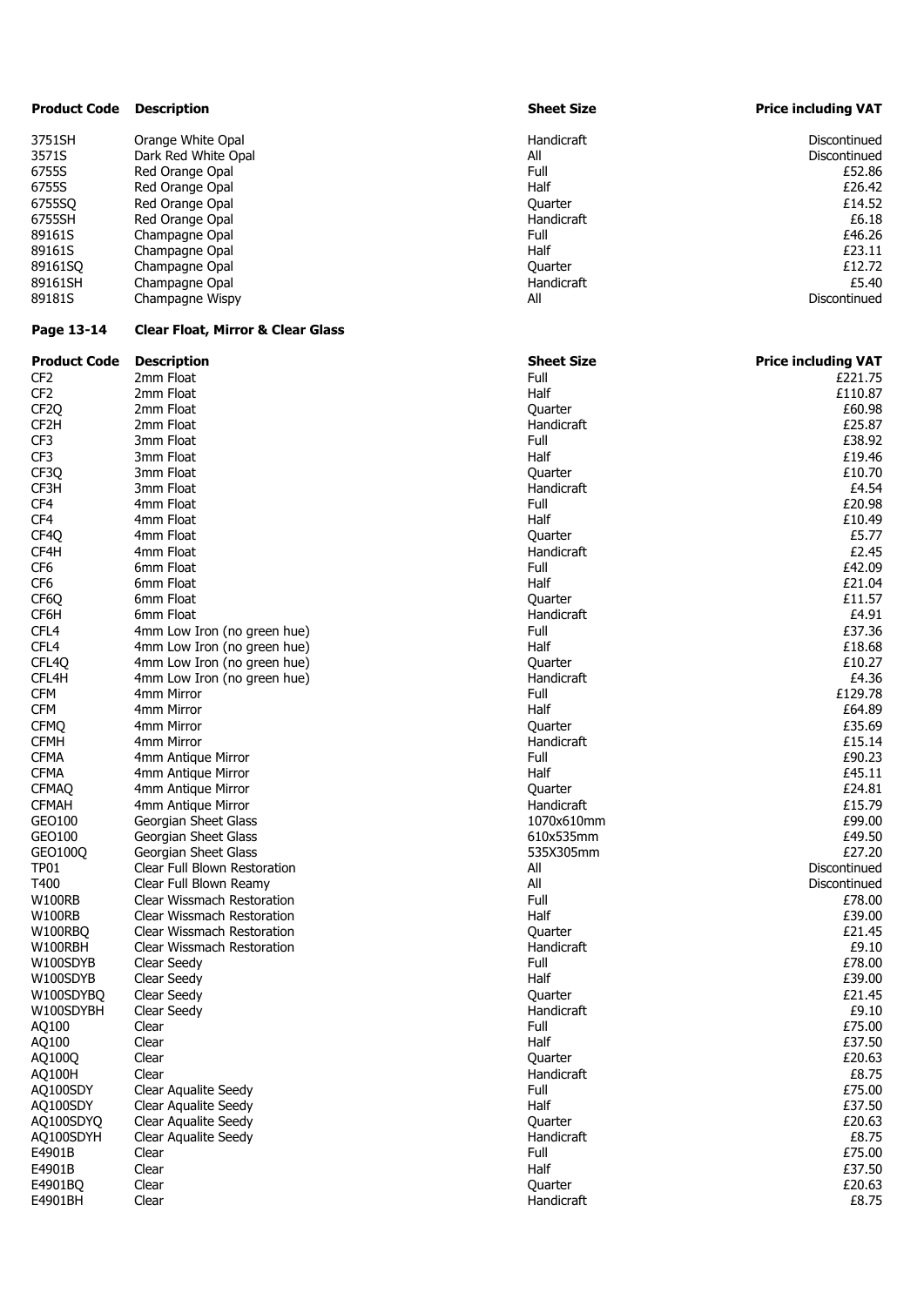| Product Code | Description | Sheet Size | Price including VAT |
|---|---|---|---|
| 3751SH | Orange White Opal | Handicraft | Discontinued |
| 3571S | Dark Red White Opal | All | Discontinued |
| 6755S | Red Orange Opal | Full | £52.86 |
| 6755S | Red Orange Opal | Half | £26.42 |
| 6755SQ | Red Orange Opal | Quarter | £14.52 |
| 6755SH | Red Orange Opal | Handicraft | £6.18 |
| 89161S | Champagne Opal | Full | £46.26 |
| 89161S | Champagne Opal | Half | £23.11 |
| 89161SQ | Champagne Opal | Quarter | £12.72 |
| 89161SH | Champagne Opal | Handicraft | £5.40 |
| 89181S | Champagne Wispy | All | Discontinued |

**Page 13-14 Clear Float, Mirror & Clear Glass**

| Product Code | Description | Sheet Size | Price including VAT |
|---|---|---|---|
| CF2 | 2mm Float | Full | £221.75 |
| CF2 | 2mm Float | Half | £110.87 |
| CF2Q | 2mm Float | Quarter | £60.98 |
| CF2H | 2mm Float | Handicraft | £25.87 |
| CF3 | 3mm Float | Full | £38.92 |
| CF3 | 3mm Float | Half | £19.46 |
| CF3Q | 3mm Float | Quarter | £10.70 |
| CF3H | 3mm Float | Handicraft | £4.54 |
| CF4 | 4mm Float | Full | £20.98 |
| CF4 | 4mm Float | Half | £10.49 |
| CF4Q | 4mm Float | Quarter | £5.77 |
| CF4H | 4mm Float | Handicraft | £2.45 |
| CF6 | 6mm Float | Full | £42.09 |
| CF6 | 6mm Float | Half | £21.04 |
| CF6Q | 6mm Float | Quarter | £11.57 |
| CF6H | 6mm Float | Handicraft | £4.91 |
| CFL4 | 4mm Low Iron (no green hue) | Full | £37.36 |
| CFL4 | 4mm Low Iron (no green hue) | Half | £18.68 |
| CFL4Q | 4mm Low Iron (no green hue) | Quarter | £10.27 |
| CFL4H | 4mm Low Iron (no green hue) | Handicraft | £4.36 |
| CFM | 4mm Mirror | Full | £129.78 |
| CFM | 4mm Mirror | Half | £64.89 |
| CFMQ | 4mm Mirror | Quarter | £35.69 |
| CFMH | 4mm Mirror | Handicraft | £15.14 |
| CFMA | 4mm Antique Mirror | Full | £90.23 |
| CFMA | 4mm Antique Mirror | Half | £45.11 |
| CFMAQ | 4mm Antique Mirror | Quarter | £24.81 |
| CFMAH | 4mm Antique Mirror | Handicraft | £15.79 |
| GEO100 | Georgian Sheet Glass | 1070x610mm | £99.00 |
| GEO100 | Georgian Sheet Glass | 610x535mm | £49.50 |
| GEO100Q | Georgian Sheet Glass | 535X305mm | £27.20 |
| TP01 | Clear Full Blown Restoration | All | Discontinued |
| T400 | Clear Full Blown Reamy | All | Discontinued |
| W100RB | Clear Wissmach Restoration | Full | £78.00 |
| W100RB | Clear Wissmach Restoration | Half | £39.00 |
| W100RBQ | Clear Wissmach Restoration | Quarter | £21.45 |
| W100RBH | Clear Wissmach Restoration | Handicraft | £9.10 |
| W100SDYB | Clear Seedy | Full | £78.00 |
| W100SDYB | Clear Seedy | Half | £39.00 |
| W100SDYBQ | Clear Seedy | Quarter | £21.45 |
| W100SDYBH | Clear Seedy | Handicraft | £9.10 |
| AQ100 | Clear | Full | £75.00 |
| AQ100 | Clear | Half | £37.50 |
| AQ100Q | Clear | Quarter | £20.63 |
| AQ100H | Clear | Handicraft | £8.75 |
| AQ100SDY | Clear Aqualite Seedy | Full | £75.00 |
| AQ100SDY | Clear Aqualite Seedy | Half | £37.50 |
| AQ100SDYQ | Clear Aqualite Seedy | Quarter | £20.63 |
| AQ100SDYH | Clear Aqualite Seedy | Handicraft | £8.75 |
| E4901B | Clear | Full | £75.00 |
| E4901B | Clear | Half | £37.50 |
| E4901BQ | Clear | Quarter | £20.63 |
| E4901BH | Clear | Handicraft | £8.75 |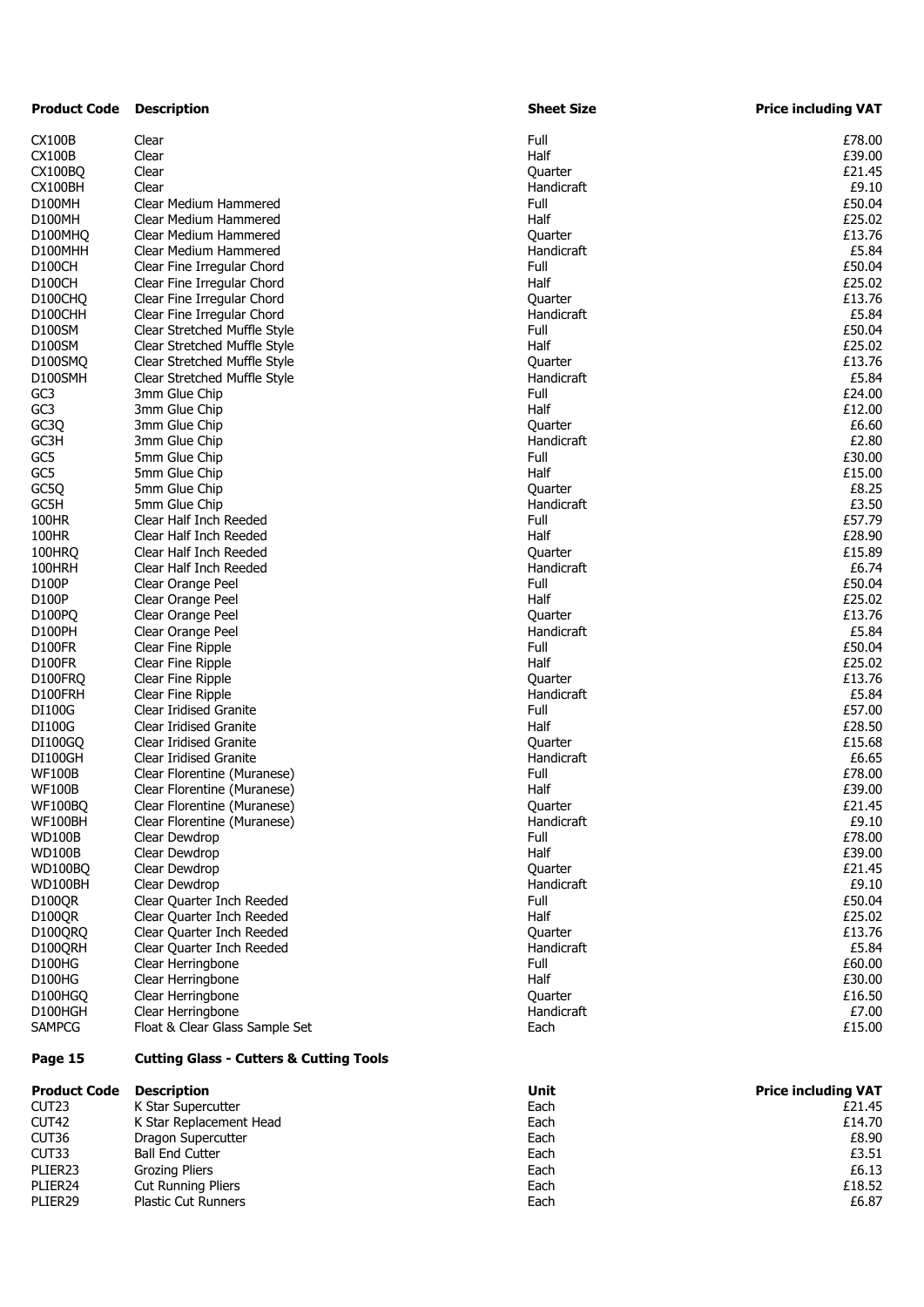| Product Code | Description | Sheet Size | Price including VAT |
|---|---|---|---|
| CX100B | Clear | Full | £78.00 |
| CX100B | Clear | Half | £39.00 |
| CX100BQ | Clear | Quarter | £21.45 |
| CX100BH | Clear | Handicraft | £9.10 |
| D100MH | Clear Medium Hammered | Full | £50.04 |
| D100MH | Clear Medium Hammered | Half | £25.02 |
| D100MHQ | Clear Medium Hammered | Quarter | £13.76 |
| D100MHH | Clear Medium Hammered | Handicraft | £5.84 |
| D100CH | Clear Fine Irregular Chord | Full | £50.04 |
| D100CH | Clear Fine Irregular Chord | Half | £25.02 |
| D100CHQ | Clear Fine Irregular Chord | Quarter | £13.76 |
| D100CHH | Clear Fine Irregular Chord | Handicraft | £5.84 |
| D100SM | Clear Stretched Muffle Style | Full | £50.04 |
| D100SM | Clear Stretched Muffle Style | Half | £25.02 |
| D100SMQ | Clear Stretched Muffle Style | Quarter | £13.76 |
| D100SMH | Clear Stretched Muffle Style | Handicraft | £5.84 |
| GC3 | 3mm Glue Chip | Full | £24.00 |
| GC3 | 3mm Glue Chip | Half | £12.00 |
| GC3Q | 3mm Glue Chip | Quarter | £6.60 |
| GC3H | 3mm Glue Chip | Handicraft | £2.80 |
| GC5 | 5mm Glue Chip | Full | £30.00 |
| GC5 | 5mm Glue Chip | Half | £15.00 |
| GC5Q | 5mm Glue Chip | Quarter | £8.25 |
| GC5H | 5mm Glue Chip | Handicraft | £3.50 |
| 100HR | Clear Half Inch Reeded | Full | £57.79 |
| 100HR | Clear Half Inch Reeded | Half | £28.90 |
| 100HRQ | Clear Half Inch Reeded | Quarter | £15.89 |
| 100HRH | Clear Half Inch Reeded | Handicraft | £6.74 |
| D100P | Clear Orange Peel | Full | £50.04 |
| D100P | Clear Orange Peel | Half | £25.02 |
| D100PQ | Clear Orange Peel | Quarter | £13.76 |
| D100PH | Clear Orange Peel | Handicraft | £5.84 |
| D100FR | Clear Fine Ripple | Full | £50.04 |
| D100FR | Clear Fine Ripple | Half | £25.02 |
| D100FRQ | Clear Fine Ripple | Quarter | £13.76 |
| D100FRH | Clear Fine Ripple | Handicraft | £5.84 |
| DI100G | Clear Iridised Granite | Full | £57.00 |
| DI100G | Clear Iridised Granite | Half | £28.50 |
| DI100GQ | Clear Iridised Granite | Quarter | £15.68 |
| DI100GH | Clear Iridised Granite | Handicraft | £6.65 |
| WF100B | Clear Florentine (Muranese) | Full | £78.00 |
| WF100B | Clear Florentine (Muranese) | Half | £39.00 |
| WF100BQ | Clear Florentine (Muranese) | Quarter | £21.45 |
| WF100BH | Clear Florentine (Muranese) | Handicraft | £9.10 |
| WD100B | Clear Dewdrop | Full | £78.00 |
| WD100B | Clear Dewdrop | Half | £39.00 |
| WD100BQ | Clear Dewdrop | Quarter | £21.45 |
| WD100BH | Clear Dewdrop | Handicraft | £9.10 |
| D100QR | Clear Quarter Inch Reeded | Full | £50.04 |
| D100QR | Clear Quarter Inch Reeded | Half | £25.02 |
| D100QRQ | Clear Quarter Inch Reeded | Quarter | £13.76 |
| D100QRH | Clear Quarter Inch Reeded | Handicraft | £5.84 |
| D100HG | Clear Herringbone | Full | £60.00 |
| D100HG | Clear Herringbone | Half | £30.00 |
| D100HGQ | Clear Herringbone | Quarter | £16.50 |
| D100HGH | Clear Herringbone | Handicraft | £7.00 |
| SAMPCG | Float & Clear Glass Sample Set | Each | £15.00 |

## Page 15 Cutting Glass - Cutters & Cutting Tools

| Product Code | Description | Unit | Price including VAT |
|---|---|---|---|
| CUT23 | K Star Supercutter | Each | £21.45 |
| CUT42 | K Star Replacement Head | Each | £14.70 |
| CUT36 | Dragon Supercutter | Each | £8.90 |
| CUT33 | Ball End Cutter | Each | £3.51 |
| PLIER23 | Grozing Pliers | Each | £6.13 |
| PLIER24 | Cut Running Pliers | Each | £18.52 |
| PLIER29 | Plastic Cut Runners | Each | £6.87 |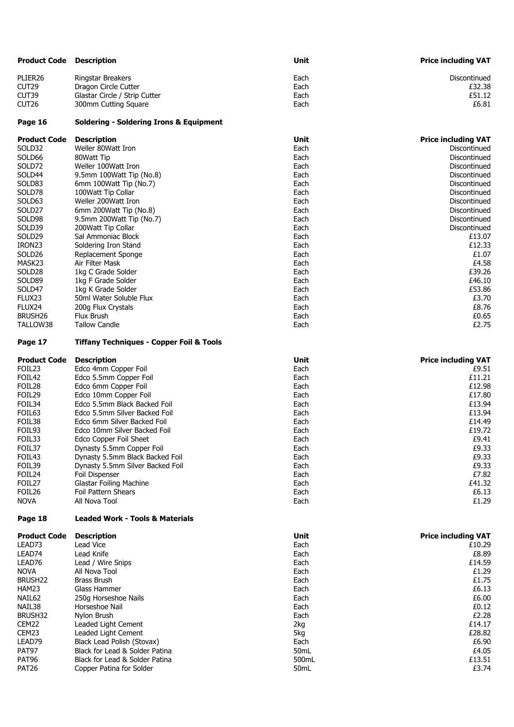| Product Code | Description | Unit | Price including VAT |
| --- | --- | --- | --- |
| PLIER26 | Ringstar Breakers | Each | Discontinued |
| CUT29 | Dragon Circle Cutter | Each | £32.38 |
| CUT39 | Glastar Circle / Strip Cutter | Each | £51.12 |
| CUT26 | 300mm Cutting Square | Each | £6.81 |

## Page 16 Soldering - Soldering Irons & Equipment

| Product Code | Description | Unit | Price including VAT |
| --- | --- | --- | --- |
| SOLD32 | Weller 80Watt Iron | Each | Discontinued |
| SOLD66 | 80Watt Tip | Each | Discontinued |
| SOLD72 | Weller 100Watt Iron | Each | Discontinued |
| SOLD44 | 9.5mm 100Watt Tip (No.8) | Each | Discontinued |
| SOLD83 | 6mm 100Watt Tip (No.7) | Each | Discontinued |
| SOLD78 | 100Watt Tip Collar | Each | Discontinued |
| SOLD63 | Weller 200Watt Iron | Each | Discontinued |
| SOLD27 | 6mm 200Watt Tip (No.8) | Each | Discontinued |
| SOLD98 | 9.5mm 200Watt Tip (No.7) | Each | Discontinued |
| SOLD39 | 200Watt Tip Collar | Each | Discontinued |
| SOLD29 | Sal Ammoniac Block | Each | £13.07 |
| IRON23 | Soldering Iron Stand | Each | £12.33 |
| SOLD26 | Replacement Sponge | Each | £1.07 |
| MASK23 | Air Filter Mask | Each | £4.58 |
| SOLD28 | 1kg C Grade Solder | Each | £39.26 |
| SOLD89 | 1kg F Grade Solder | Each | £46.10 |
| SOLD47 | 1kg K Grade Solder | Each | £53.86 |
| FLUX23 | 50ml Water Soluble Flux | Each | £3.70 |
| FLUX24 | 200g Flux Crystals | Each | £8.76 |
| BRUSH26 | Flux Brush | Each | £0.65 |
| TALLOW38 | Tallow Candle | Each | £2.75 |

## Page 17 Tiffany Techniques - Copper Foil & Tools

| Product Code | Description | Unit | Price including VAT |
| --- | --- | --- | --- |
| FOIL23 | Edco 4mm Copper Foil | Each | £9.51 |
| FOIL42 | Edco 5.5mm Copper Foil | Each | £11.21 |
| FOIL28 | Edco 6mm Copper Foil | Each | £12.98 |
| FOIL29 | Edco 10mm Copper Foil | Each | £17.80 |
| FOIL34 | Edco 5.5mm Black Backed Foil | Each | £13.94 |
| FOIL63 | Edco 5.5mm Silver Backed Foil | Each | £13.94 |
| FOIL38 | Edco 6mm Silver Backed Foil | Each | £14.49 |
| FOIL93 | Edco 10mm Silver Backed Foil | Each | £19.72 |
| FOIL33 | Edco Copper Foil Sheet | Each | £9.41 |
| FOIL37 | Dynasty 5.5mm Copper Foil | Each | £9.33 |
| FOIL43 | Dynasty 5.5mm Black Backed Foil | Each | £9.33 |
| FOIL39 | Dynasty 5.5mm Silver Backed Foil | Each | £9.33 |
| FOIL24 | Foil Dispenser | Each | £7.82 |
| FOIL27 | Glastar Foiling Machine | Each | £41.32 |
| FOIL26 | Foil Pattern Shears | Each | £6.13 |
| NOVA | All Nova Tool | Each | £1.29 |

## Page 18 Leaded Work - Tools & Materials

| Product Code | Description | Unit | Price including VAT |
| --- | --- | --- | --- |
| LEAD73 | Lead Vice | Each | £10.29 |
| LEAD74 | Lead Knife | Each | £8.89 |
| LEAD76 | Lead / Wire Snips | Each | £14.59 |
| NOVA | All Nova Tool | Each | £1.29 |
| BRUSH22 | Brass Brush | Each | £1.75 |
| HAM23 | Glass Hammer | Each | £6.13 |
| NAIL62 | 250g Horseshoe Nails | Each | £6.00 |
| NAIL38 | Horseshoe Nail | Each | £0.12 |
| BRUSH32 | Nylon Brush | Each | £2.28 |
| CEM22 | Leaded Light Cement | 2kg | £14.17 |
| CEM23 | Leaded Light Cement | 5kg | £28.82 |
| LEAD79 | Black Lead Polish (Stovax) | Each | £6.90 |
| PAT97 | Black for Lead & Solder Patina | 50mL | £4.05 |
| PAT96 | Black for Lead & Solder Patina | 500mL | £13.51 |
| PAT26 | Copper Patina for Solder | 50mL | £3.74 |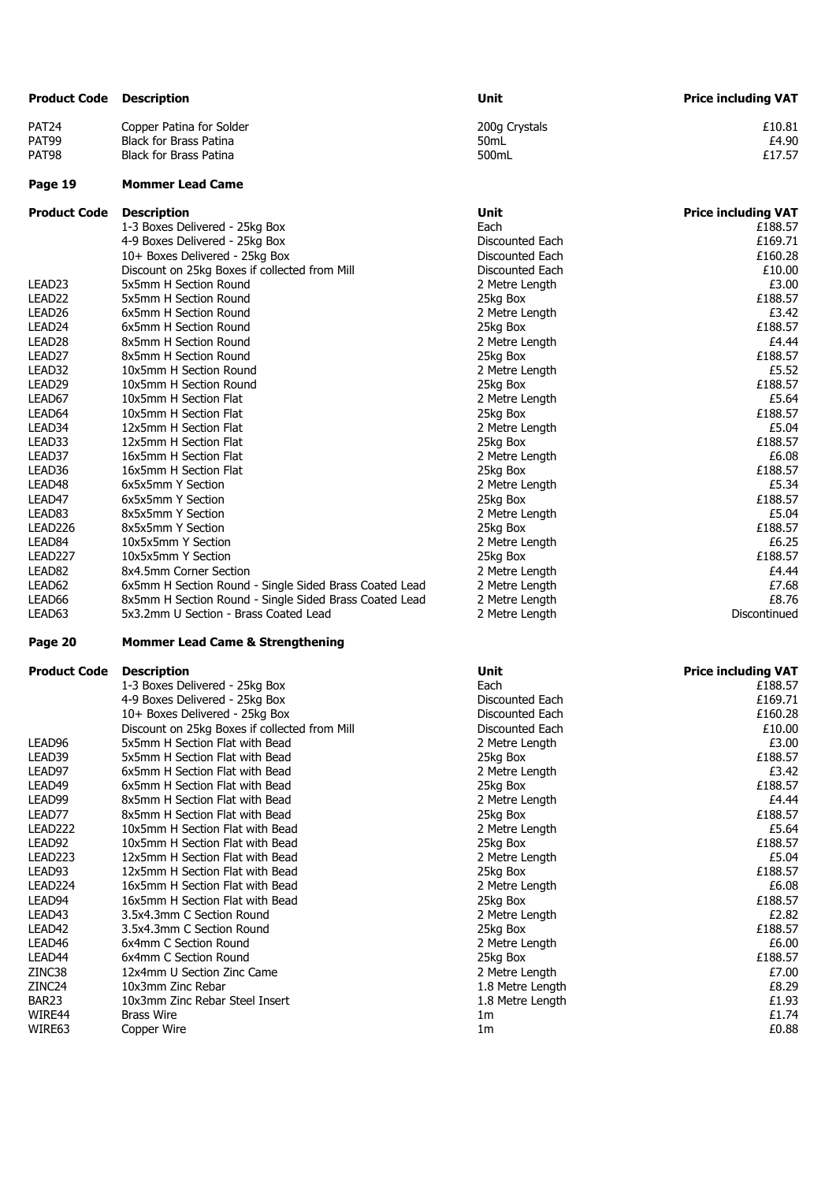| Product Code | Description | Unit | Price including VAT |
| --- | --- | --- | --- |
| PAT24 | Copper Patina for Solder | 200g Crystals | £10.81 |
| PAT99 | Black for Brass Patina | 50mL | £4.90 |
| PAT98 | Black for Brass Patina | 500mL | £17.57 |

## Page 19 Mommer Lead Came

| Product Code | Description | Unit | Price including VAT |
| --- | --- | --- | --- |
| | 1-3 Boxes Delivered - 25kg Box | Each | £188.57 |
| | 4-9 Boxes Delivered - 25kg Box | Discounted Each | £169.71 |
| | 10+ Boxes Delivered - 25kg Box | Discounted Each | £160.28 |
| | Discount on 25kg Boxes if collected from Mill | Discounted Each | £10.00 |
| LEAD23 | 5x5mm H Section Round | 2 Metre Length | £3.00 |
| LEAD22 | 5x5mm H Section Round | 25kg Box | £188.57 |
| LEAD26 | 6x5mm H Section Round | 2 Metre Length | £3.42 |
| LEAD24 | 6x5mm H Section Round | 25kg Box | £188.57 |
| LEAD28 | 8x5mm H Section Round | 2 Metre Length | £4.44 |
| LEAD27 | 8x5mm H Section Round | 25kg Box | £188.57 |
| LEAD32 | 10x5mm H Section Round | 2 Metre Length | £5.52 |
| LEAD29 | 10x5mm H Section Round | 25kg Box | £188.57 |
| LEAD67 | 10x5mm H Section Flat | 2 Metre Length | £5.64 |
| LEAD64 | 10x5mm H Section Flat | 25kg Box | £188.57 |
| LEAD34 | 12x5mm H Section Flat | 2 Metre Length | £5.04 |
| LEAD33 | 12x5mm H Section Flat | 25kg Box | £188.57 |
| LEAD37 | 16x5mm H Section Flat | 2 Metre Length | £6.08 |
| LEAD36 | 16x5mm H Section Flat | 25kg Box | £188.57 |
| LEAD48 | 6x5x5mm Y Section | 2 Metre Length | £5.34 |
| LEAD47 | 6x5x5mm Y Section | 25kg Box | £188.57 |
| LEAD83 | 8x5x5mm Y Section | 2 Metre Length | £5.04 |
| LEAD226 | 8x5x5mm Y Section | 25kg Box | £188.57 |
| LEAD84 | 10x5x5mm Y Section | 2 Metre Length | £6.25 |
| LEAD227 | 10x5x5mm Y Section | 25kg Box | £188.57 |
| LEAD82 | 8x4.5mm Corner Section | 2 Metre Length | £4.44 |
| LEAD62 | 6x5mm H Section Round - Single Sided Brass Coated Lead | 2 Metre Length | £7.68 |
| LEAD66 | 8x5mm H Section Round - Single Sided Brass Coated Lead | 2 Metre Length | £8.76 |
| LEAD63 | 5x3.2mm U Section - Brass Coated Lead | 2 Metre Length | Discontinued |

## Page 20 Mommer Lead Came & Strengthening

| Product Code | Description | Unit | Price including VAT |
| --- | --- | --- | --- |
| | 1-3 Boxes Delivered - 25kg Box | Each | £188.57 |
| | 4-9 Boxes Delivered - 25kg Box | Discounted Each | £169.71 |
| | 10+ Boxes Delivered - 25kg Box | Discounted Each | £160.28 |
| | Discount on 25kg Boxes if collected from Mill | Discounted Each | £10.00 |
| LEAD96 | 5x5mm H Section Flat with Bead | 2 Metre Length | £3.00 |
| LEAD39 | 5x5mm H Section Flat with Bead | 25kg Box | £188.57 |
| LEAD97 | 6x5mm H Section Flat with Bead | 2 Metre Length | £3.42 |
| LEAD49 | 6x5mm H Section Flat with Bead | 25kg Box | £188.57 |
| LEAD99 | 8x5mm H Section Flat with Bead | 2 Metre Length | £4.44 |
| LEAD77 | 8x5mm H Section Flat with Bead | 25kg Box | £188.57 |
| LEAD222 | 10x5mm H Section Flat with Bead | 2 Metre Length | £5.64 |
| LEAD92 | 10x5mm H Section Flat with Bead | 25kg Box | £188.57 |
| LEAD223 | 12x5mm H Section Flat with Bead | 2 Metre Length | £5.04 |
| LEAD93 | 12x5mm H Section Flat with Bead | 25kg Box | £188.57 |
| LEAD224 | 16x5mm H Section Flat with Bead | 2 Metre Length | £6.08 |
| LEAD94 | 16x5mm H Section Flat with Bead | 25kg Box | £188.57 |
| LEAD43 | 3.5x4.3mm C Section Round | 2 Metre Length | £2.82 |
| LEAD42 | 3.5x4.3mm C Section Round | 25kg Box | £188.57 |
| LEAD46 | 6x4mm C Section Round | 2 Metre Length | £6.00 |
| LEAD44 | 6x4mm C Section Round | 25kg Box | £188.57 |
| ZINC38 | 12x4mm U Section Zinc Came | 2 Metre Length | £7.00 |
| ZINC24 | 10x3mm Zinc Rebar | 1.8 Metre Length | £8.29 |
| BAR23 | 10x3mm Zinc Rebar Steel Insert | 1.8 Metre Length | £1.93 |
| WIRE44 | Brass Wire | 1m | £1.74 |
| WIRE63 | Copper Wire | 1m | £0.88 |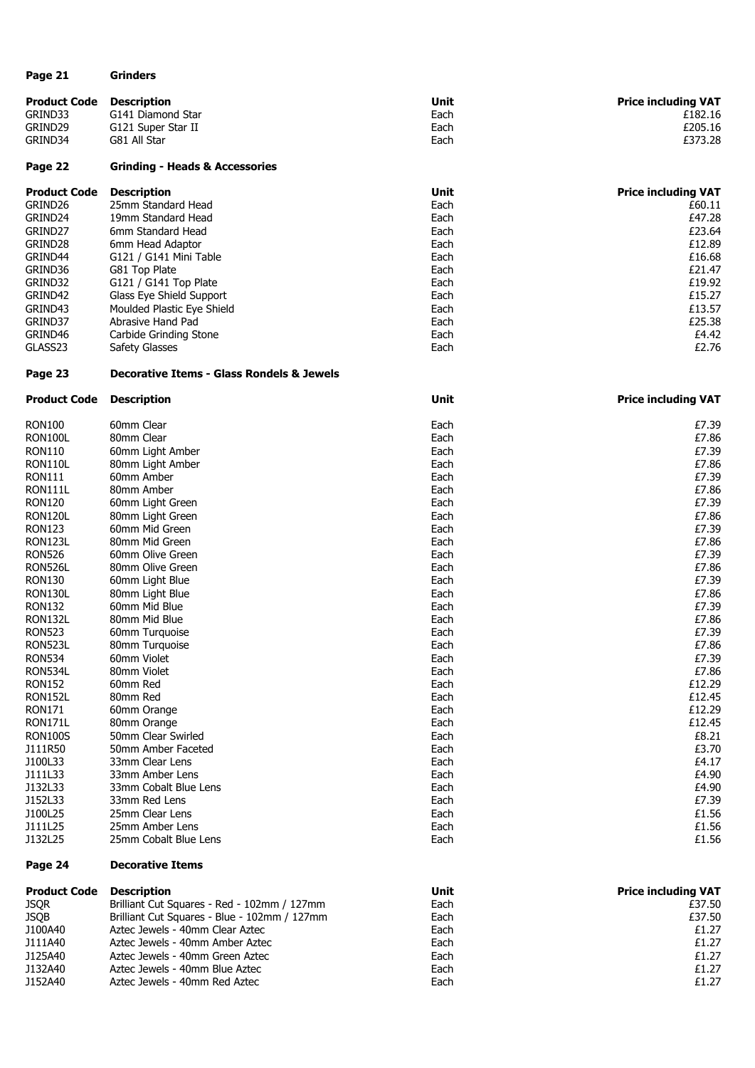## Page 21 Grinders

| Product Code | Description | Unit | Price including VAT |
|---|---|---|---|
| GRIND33 | G141 Diamond Star | Each | £182.16 |
| GRIND29 | G121 Super Star II | Each | £205.16 |
| GRIND34 | G81 All Star | Each | £373.28 |

## Page 22 Grinding - Heads & Accessories

| Product Code | Description | Unit | Price including VAT |
|---|---|---|---|
| GRIND26 | 25mm Standard Head | Each | £60.11 |
| GRIND24 | 19mm Standard Head | Each | £47.28 |
| GRIND27 | 6mm Standard Head | Each | £23.64 |
| GRIND28 | 6mm Head Adaptor | Each | £12.89 |
| GRIND44 | G121 / G141 Mini Table | Each | £16.68 |
| GRIND36 | G81 Top Plate | Each | £21.47 |
| GRIND32 | G121 / G141 Top Plate | Each | £19.92 |
| GRIND42 | Glass Eye Shield Support | Each | £15.27 |
| GRIND43 | Moulded Plastic Eye Shield | Each | £13.57 |
| GRIND37 | Abrasive Hand Pad | Each | £25.38 |
| GRIND46 | Carbide Grinding Stone | Each | £4.42 |
| GLASS23 | Safety Glasses | Each | £2.76 |

## Page 23 Decorative Items - Glass Rondels & Jewels

| Product Code | Description | Unit | Price including VAT |
|---|---|---|---|
| RON100 | 60mm Clear | Each | £7.39 |
| RON100L | 80mm Clear | Each | £7.86 |
| RON110 | 60mm Light Amber | Each | £7.39 |
| RON110L | 80mm Light Amber | Each | £7.86 |
| RON111 | 60mm Amber | Each | £7.39 |
| RON111L | 80mm Amber | Each | £7.86 |
| RON120 | 60mm Light Green | Each | £7.39 |
| RON120L | 80mm Light Green | Each | £7.86 |
| RON123 | 60mm Mid Green | Each | £7.39 |
| RON123L | 80mm Mid Green | Each | £7.86 |
| RON526 | 60mm Olive Green | Each | £7.39 |
| RON526L | 80mm Olive Green | Each | £7.86 |
| RON130 | 60mm Light Blue | Each | £7.39 |
| RON130L | 80mm Light Blue | Each | £7.86 |
| RON132 | 60mm Mid Blue | Each | £7.39 |
| RON132L | 80mm Mid Blue | Each | £7.86 |
| RON523 | 60mm Turquoise | Each | £7.39 |
| RON523L | 80mm Turquoise | Each | £7.86 |
| RON534 | 60mm Violet | Each | £7.39 |
| RON534L | 80mm Violet | Each | £7.86 |
| RON152 | 60mm Red | Each | £12.29 |
| RON152L | 80mm Red | Each | £12.45 |
| RON171 | 60mm Orange | Each | £12.29 |
| RON171L | 80mm Orange | Each | £12.45 |
| RON100S | 50mm Clear Swirled | Each | £8.21 |
| J111R50 | 50mm Amber Faceted | Each | £3.70 |
| J100L33 | 33mm Clear Lens | Each | £4.17 |
| J111L33 | 33mm Amber Lens | Each | £4.90 |
| J132L33 | 33mm Cobalt Blue Lens | Each | £4.90 |
| J152L33 | 33mm Red Lens | Each | £7.39 |
| J100L25 | 25mm Clear Lens | Each | £1.56 |
| J111L25 | 25mm Amber Lens | Each | £1.56 |
| J132L25 | 25mm Cobalt Blue Lens | Each | £1.56 |

## Page 24 Decorative Items

| Product Code | Description | Unit | Price including VAT |
|---|---|---|---|
| JSQR | Brilliant Cut Squares - Red - 102mm / 127mm | Each | £37.50 |
| JSQB | Brilliant Cut Squares - Blue - 102mm / 127mm | Each | £37.50 |
| J100A40 | Aztec Jewels - 40mm Clear Aztec | Each | £1.27 |
| J111A40 | Aztec Jewels - 40mm Amber Aztec | Each | £1.27 |
| J125A40 | Aztec Jewels - 40mm Green Aztec | Each | £1.27 |
| J132A40 | Aztec Jewels - 40mm Blue Aztec | Each | £1.27 |
| J152A40 | Aztec Jewels - 40mm Red Aztec | Each | £1.27 |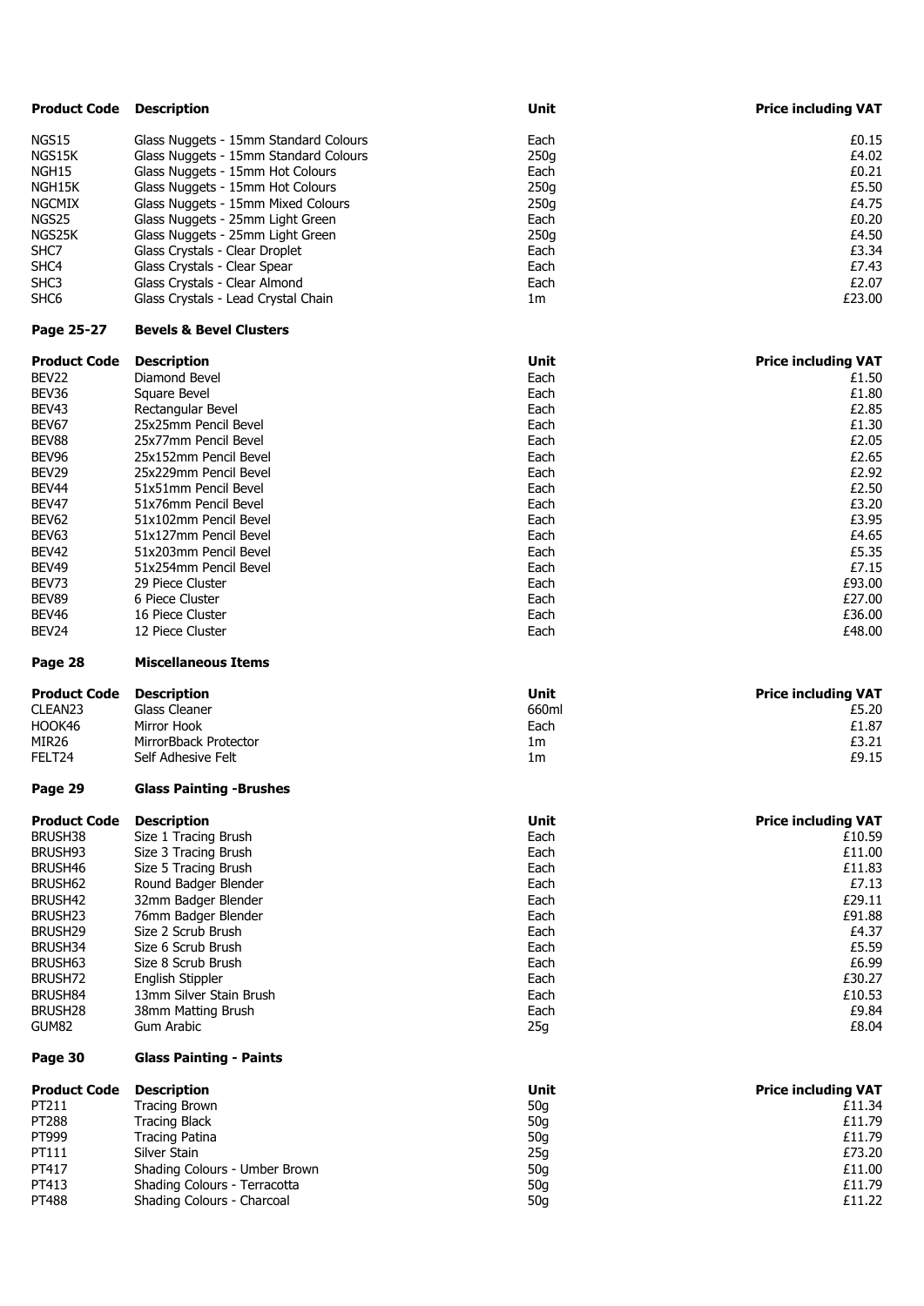| Product Code | Description | Unit | Price including VAT |
|---|---|---|---|
| NGS15 | Glass Nuggets - 15mm Standard Colours | Each | £0.15 |
| NGS15K | Glass Nuggets - 15mm Standard Colours | 250g | £4.02 |
| NGH15 | Glass Nuggets - 15mm Hot Colours | Each | £0.21 |
| NGH15K | Glass Nuggets - 15mm Hot Colours | 250g | £5.50 |
| NGCMIX | Glass Nuggets - 15mm Mixed Colours | 250g | £4.75 |
| NGS25 | Glass Nuggets - 25mm Light Green | Each | £0.20 |
| NGS25K | Glass Nuggets - 25mm Light Green | 250g | £4.50 |
| SHC7 | Glass Crystals - Clear Droplet | Each | £3.34 |
| SHC4 | Glass Crystals - Clear Spear | Each | £7.43 |
| SHC3 | Glass Crystals - Clear Almond | Each | £2.07 |
| SHC6 | Glass Crystals - Lead Crystal Chain | 1m | £23.00 |

## Page 25-27 Bevels & Bevel Clusters

| Product Code | Description | Unit | Price including VAT |
|---|---|---|---|
| BEV22 | Diamond Bevel | Each | £1.50 |
| BEV36 | Square Bevel | Each | £1.80 |
| BEV43 | Rectangular Bevel | Each | £2.85 |
| BEV67 | 25x25mm Pencil Bevel | Each | £1.30 |
| BEV88 | 25x77mm Pencil Bevel | Each | £2.05 |
| BEV96 | 25x152mm Pencil Bevel | Each | £2.65 |
| BEV29 | 25x229mm Pencil Bevel | Each | £2.92 |
| BEV44 | 51x51mm Pencil Bevel | Each | £2.50 |
| BEV47 | 51x76mm Pencil Bevel | Each | £3.20 |
| BEV62 | 51x102mm Pencil Bevel | Each | £3.95 |
| BEV63 | 51x127mm Pencil Bevel | Each | £4.65 |
| BEV42 | 51x203mm Pencil Bevel | Each | £5.35 |
| BEV49 | 51x254mm Pencil Bevel | Each | £7.15 |
| BEV73 | 29 Piece Cluster | Each | £93.00 |
| BEV89 | 6 Piece Cluster | Each | £27.00 |
| BEV46 | 16 Piece Cluster | Each | £36.00 |
| BEV24 | 12 Piece Cluster | Each | £48.00 |

## Page 28 Miscellaneous Items

| Product Code | Description | Unit | Price including VAT |
|---|---|---|---|
| CLEAN23 | Glass Cleaner | 660ml | £5.20 |
| HOOK46 | Mirror Hook | Each | £1.87 |
| MIR26 | MirrorBback Protector | 1m | £3.21 |
| FELT24 | Self Adhesive Felt | 1m | £9.15 |

## Page 29 Glass Painting -Brushes

| Product Code | Description | Unit | Price including VAT |
|---|---|---|---|
| BRUSH38 | Size 1 Tracing Brush | Each | £10.59 |
| BRUSH93 | Size 3 Tracing Brush | Each | £11.00 |
| BRUSH46 | Size 5 Tracing Brush | Each | £11.83 |
| BRUSH62 | Round Badger Blender | Each | £7.13 |
| BRUSH42 | 32mm Badger Blender | Each | £29.11 |
| BRUSH23 | 76mm Badger Blender | Each | £91.88 |
| BRUSH29 | Size 2 Scrub Brush | Each | £4.37 |
| BRUSH34 | Size 6 Scrub Brush | Each | £5.59 |
| BRUSH63 | Size 8 Scrub Brush | Each | £6.99 |
| BRUSH72 | English Stippler | Each | £30.27 |
| BRUSH84 | 13mm Silver Stain Brush | Each | £10.53 |
| BRUSH28 | 38mm Matting Brush | Each | £9.84 |
| GUM82 | Gum Arabic | 25g | £8.04 |

## Page 30 Glass Painting - Paints

| Product Code | Description | Unit | Price including VAT |
|---|---|---|---|
| PT211 | Tracing Brown | 50g | £11.34 |
| PT288 | Tracing Black | 50g | £11.79 |
| PT999 | Tracing Patina | 50g | £11.79 |
| PT111 | Silver Stain | 25g | £73.20 |
| PT417 | Shading Colours - Umber Brown | 50g | £11.00 |
| PT413 | Shading Colours - Terracotta | 50g | £11.79 |
| PT488 | Shading Colours - Charcoal | 50g | £11.22 |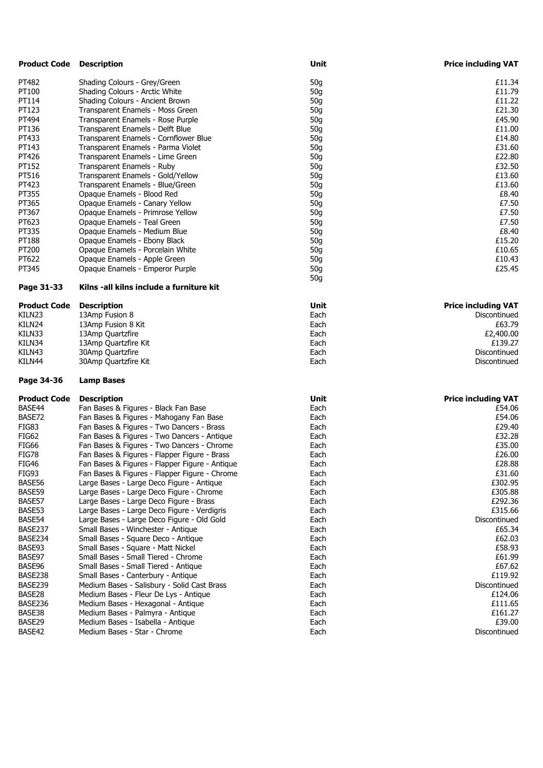| Product Code | Description | Unit | Price including VAT |
|---|---|---|---|
| PT482 | Shading Colours - Grey/Green | 50g | £11.34 |
| PT100 | Shading Colours - Arctic White | 50g | £11.79 |
| PT114 | Shading Colours - Ancient Brown | 50g | £11.22 |
| PT123 | Transparent Enamels - Moss Green | 50g | £21.30 |
| PT494 | Transparent Enamels - Rose Purple | 50g | £45.90 |
| PT136 | Transparent Enamels - Delft Blue | 50g | £11.00 |
| PT433 | Transparent Enamels - Cornflower Blue | 50g | £14.80 |
| PT143 | Transparent Enamels - Parma Violet | 50g | £31.60 |
| PT426 | Transparent Enamels - Lime Green | 50g | £22.80 |
| PT152 | Transparent Enamels - Ruby | 50g | £32.50 |
| PT516 | Transparent Enamels - Gold/Yellow | 50g | £13.60 |
| PT423 | Transparent Enamels - Blue/Green | 50g | £13.60 |
| PT355 | Opaque Enamels - Blood Red | 50g | £8.40 |
| PT365 | Opaque Enamels - Canary Yellow | 50g | £7.50 |
| PT367 | Opaque Enamels - Primrose Yellow | 50g | £7.50 |
| PT623 | Opaque Enamels - Teal Green | 50g | £7.50 |
| PT335 | Opaque Enamels - Medium Blue | 50g | £8.40 |
| PT188 | Opaque Enamels - Ebony Black | 50g | £15.20 |
| PT200 | Opaque Enamels - Porcelain White | 50g | £10.65 |
| PT622 | Opaque Enamels - Apple Green | 50g | £10.43 |
| PT345 | Opaque Enamels - Emperor Purple | 50g | £25.45 |
| | | 50g | |

**Page 31-33 Kilns -all kilns include a furniture kit**

| Product Code | Description | Unit | Price including VAT |
|---|---|---|---|
| KILN23 | 13Amp Fusion 8 | Each | Discontinued |
| KILN24 | 13Amp Fusion 8 Kit | Each | £63.79 |
| KILN33 | 13Amp Quartzfire | Each | £2,400.00 |
| KILN34 | 13Amp Quartzfire Kit | Each | £139.27 |
| KILN43 | 30Amp Quartzfire | Each | Discontinued |
| KILN44 | 30Amp Quartzfire Kit | Each | Discontinued |

**Page 34-36 Lamp Bases**

| Product Code | Description | Unit | Price including VAT |
|---|---|---|---|
| BASE44 | Fan Bases & Figures - Black Fan Base | Each | £54.06 |
| BASE72 | Fan Bases & Figures - Mahogany Fan Base | Each | £54.06 |
| FIG83 | Fan Bases & Figures - Two Dancers - Brass | Each | £29.40 |
| FIG62 | Fan Bases & Figures - Two Dancers - Antique | Each | £32.28 |
| FIG66 | Fan Bases & Figures - Two Dancers - Chrome | Each | £35.00 |
| FIG78 | Fan Bases & Figures - Flapper Figure - Brass | Each | £26.00 |
| FIG46 | Fan Bases & Figures - Flapper Figure - Antique | Each | £28.88 |
| FIG93 | Fan Bases & Figures - Flapper Figure - Chrome | Each | £31.60 |
| BASE56 | Large Bases - Large Deco Figure - Antique | Each | £302.95 |
| BASE59 | Large Bases - Large Deco Figure - Chrome | Each | £305.88 |
| BASE57 | Large Bases - Large Deco Figure - Brass | Each | £292.36 |
| BASE53 | Large Bases - Large Deco Figure - Verdigris | Each | £315.66 |
| BASE54 | Large Bases - Large Deco Figure - Old Gold | Each | Discontinued |
| BASE237 | Small Bases - Winchester - Antique | Each | £65.34 |
| BASE234 | Small Bases - Square Deco - Antique | Each | £62.03 |
| BASE93 | Small Bases - Square - Matt Nickel | Each | £58.93 |
| BASE97 | Small Bases - Small Tiered - Chrome | Each | £61.99 |
| BASE96 | Small Bases - Small Tiered - Antique | Each | £67.62 |
| BASE238 | Small Bases - Canterbury - Antique | Each | £119.92 |
| BASE239 | Medium Bases - Salisbury - Solid Cast Brass | Each | Discontinued |
| BASE28 | Medium Bases - Fleur De Lys - Antique | Each | £124.06 |
| BASE236 | Medium Bases - Hexagonal - Antique | Each | £111.65 |
| BASE38 | Medium Bases - Palmyra - Antique | Each | £161.27 |
| BASE29 | Medium Bases - Isabella - Antique | Each | £39.00 |
| BASE42 | Medium Bases - Star - Chrome | Each | Discontinued |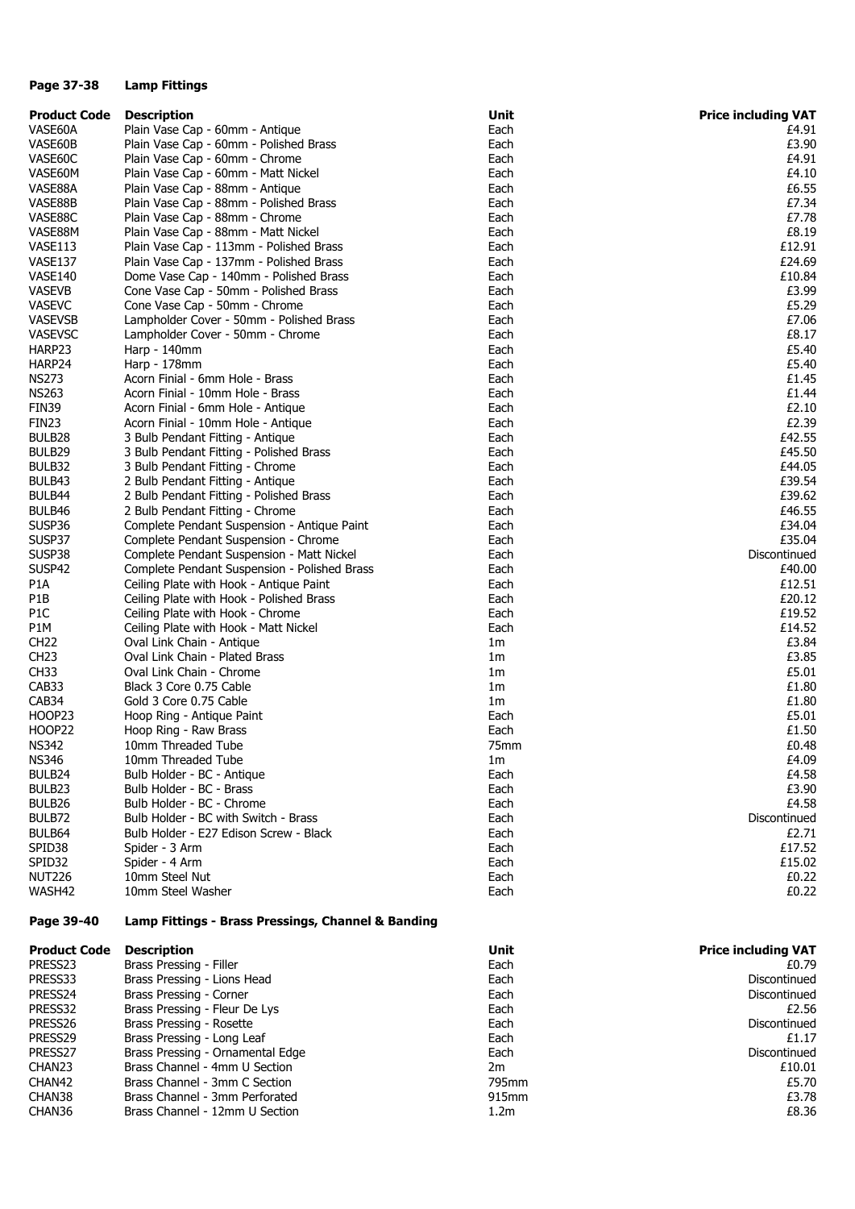**Page 37-38 Lamp Fittings**

| Product Code | Description | Unit | Price including VAT |
|---|---|---|---|
| VASE60A | Plain Vase Cap - 60mm - Antique | Each | £4.91 |
| VASE60B | Plain Vase Cap - 60mm - Polished Brass | Each | £3.90 |
| VASE60C | Plain Vase Cap - 60mm - Chrome | Each | £4.91 |
| VASE60M | Plain Vase Cap - 60mm - Matt Nickel | Each | £4.10 |
| VASE88A | Plain Vase Cap - 88mm - Antique | Each | £6.55 |
| VASE88B | Plain Vase Cap - 88mm - Polished Brass | Each | £7.34 |
| VASE88C | Plain Vase Cap - 88mm - Chrome | Each | £7.78 |
| VASE88M | Plain Vase Cap - 88mm - Matt Nickel | Each | £8.19 |
| VASE113 | Plain Vase Cap - 113mm - Polished Brass | Each | £12.91 |
| VASE137 | Plain Vase Cap - 137mm - Polished Brass | Each | £24.69 |
| VASE140 | Dome Vase Cap - 140mm - Polished Brass | Each | £10.84 |
| VASEVB | Cone Vase Cap - 50mm - Polished Brass | Each | £3.99 |
| VASEVC | Cone Vase Cap - 50mm - Chrome | Each | £5.29 |
| VASEVSB | Lampholder Cover - 50mm - Polished Brass | Each | £7.06 |
| VASEVSC | Lampholder Cover - 50mm - Chrome | Each | £8.17 |
| HARP23 | Harp - 140mm | Each | £5.40 |
| HARP24 | Harp - 178mm | Each | £5.40 |
| NS273 | Acorn Finial - 6mm Hole - Brass | Each | £1.45 |
| NS263 | Acorn Finial - 10mm Hole - Brass | Each | £1.44 |
| FIN39 | Acorn Finial - 6mm Hole - Antique | Each | £2.10 |
| FIN23 | Acorn Finial - 10mm Hole - Antique | Each | £2.39 |
| BULB28 | 3 Bulb Pendant Fitting - Antique | Each | £42.55 |
| BULB29 | 3 Bulb Pendant Fitting - Polished Brass | Each | £45.50 |
| BULB32 | 3 Bulb Pendant Fitting - Chrome | Each | £44.05 |
| BULB43 | 2 Bulb Pendant Fitting - Antique | Each | £39.54 |
| BULB44 | 2 Bulb Pendant Fitting - Polished Brass | Each | £39.62 |
| BULB46 | 2 Bulb Pendant Fitting - Chrome | Each | £46.55 |
| SUSP36 | Complete Pendant Suspension - Antique Paint | Each | £34.04 |
| SUSP37 | Complete Pendant Suspension - Chrome | Each | £35.04 |
| SUSP38 | Complete Pendant Suspension - Matt Nickel | Each | Discontinued |
| SUSP42 | Complete Pendant Suspension - Polished Brass | Each | £40.00 |
| P1A | Ceiling Plate with Hook - Antique Paint | Each | £12.51 |
| P1B | Ceiling Plate with Hook - Polished Brass | Each | £20.12 |
| P1C | Ceiling Plate with Hook - Chrome | Each | £19.52 |
| P1M | Ceiling Plate with Hook - Matt Nickel | Each | £14.52 |
| CH22 | Oval Link Chain - Antique | 1m | £3.84 |
| CH23 | Oval Link Chain - Plated Brass | 1m | £3.85 |
| CH33 | Oval Link Chain - Chrome | 1m | £5.01 |
| CAB33 | Black 3 Core 0.75 Cable | 1m | £1.80 |
| CAB34 | Gold 3 Core 0.75 Cable | 1m | £1.80 |
| HOOP23 | Hoop Ring - Antique Paint | Each | £5.01 |
| HOOP22 | Hoop Ring - Raw Brass | Each | £1.50 |
| NS342 | 10mm Threaded Tube | 75mm | £0.48 |
| NS346 | 10mm Threaded Tube | 1m | £4.09 |
| BULB24 | Bulb Holder - BC - Antique | Each | £4.58 |
| BULB23 | Bulb Holder - BC - Brass | Each | £3.90 |
| BULB26 | Bulb Holder - BC - Chrome | Each | £4.58 |
| BULB72 | Bulb Holder - BC with Switch - Brass | Each | Discontinued |
| BULB64 | Bulb Holder - E27 Edison Screw - Black | Each | £2.71 |
| SPID38 | Spider - 3 Arm | Each | £17.52 |
| SPID32 | Spider - 4 Arm | Each | £15.02 |
| NUT226 | 10mm Steel Nut | Each | £0.22 |
| WASH42 | 10mm Steel Washer | Each | £0.22 |

**Page 39-40 Lamp Fittings - Brass Pressings, Channel & Banding**

| Product Code | Description | Unit | Price including VAT |
|---|---|---|---|
| PRESS23 | Brass Pressing - Filler | Each | £0.79 |
| PRESS33 | Brass Pressing - Lions Head | Each | Discontinued |
| PRESS24 | Brass Pressing - Corner | Each | Discontinued |
| PRESS32 | Brass Pressing - Fleur De Lys | Each | £2.56 |
| PRESS26 | Brass Pressing - Rosette | Each | Discontinued |
| PRESS29 | Brass Pressing - Long Leaf | Each | £1.17 |
| PRESS27 | Brass Pressing - Ornamental Edge | Each | Discontinued |
| CHAN23 | Brass Channel - 4mm U Section | 2m | £10.01 |
| CHAN42 | Brass Channel - 3mm C Section | 795mm | £5.70 |
| CHAN38 | Brass Channel - 3mm Perforated | 915mm | £3.78 |
| CHAN36 | Brass Channel - 12mm U Section | 1.2m | £8.36 |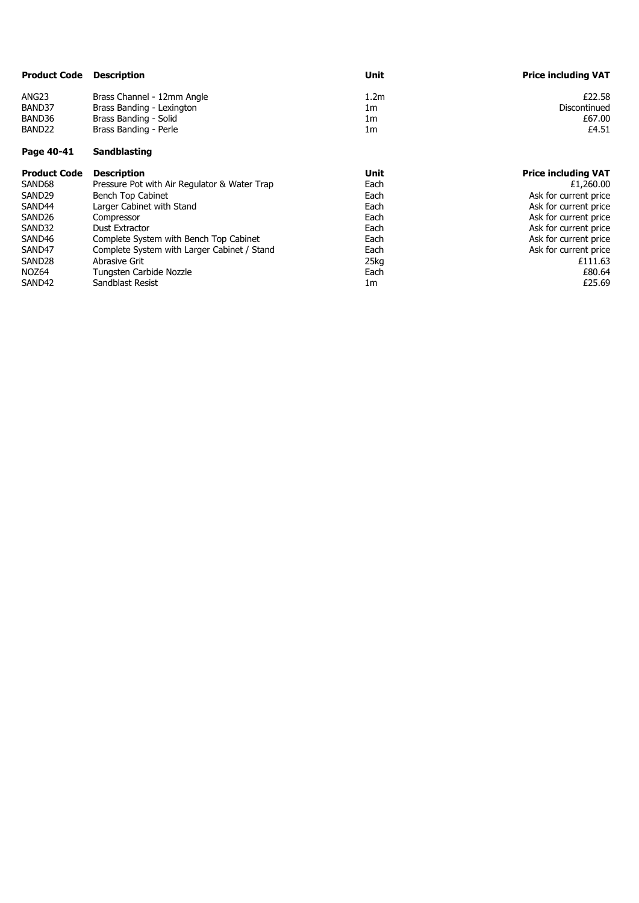| Product Code | Description | Unit | Price including VAT |
| --- | --- | --- | --- |
| ANG23 | Brass Channel - 12mm Angle | 1.2m | £22.58 |
| BAND37 | Brass Banding - Lexington | 1m | Discontinued |
| BAND36 | Brass Banding - Solid | 1m | £67.00 |
| BAND22 | Brass Banding - Perle | 1m | £4.51 |

**Page 40-41** **Sandblasting**

| Product Code | Description | Unit | Price including VAT |
| --- | --- | --- | --- |
| SAND68 | Pressure Pot with Air Regulator & Water Trap | Each | £1,260.00 |
| SAND29 | Bench Top Cabinet | Each | Ask for current price |
| SAND44 | Larger Cabinet with Stand | Each | Ask for current price |
| SAND26 | Compressor | Each | Ask for current price |
| SAND32 | Dust Extractor | Each | Ask for current price |
| SAND46 | Complete System with Bench Top Cabinet | Each | Ask for current price |
| SAND47 | Complete System with Larger Cabinet / Stand | Each | Ask for current price |
| SAND28 | Abrasive Grit | 25kg | £111.63 |
| NOZ64 | Tungsten Carbide Nozzle | Each | £80.64 |
| SAND42 | Sandblast Resist | 1m | £25.69 |